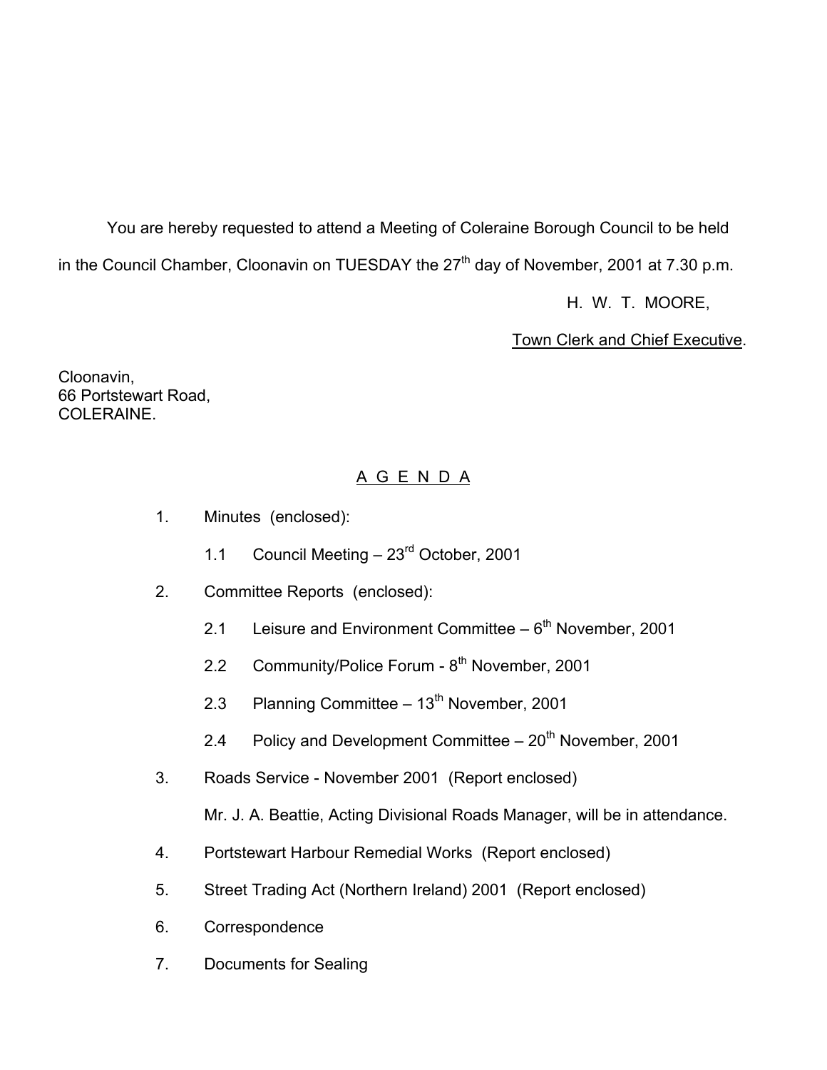You are hereby requested to attend a Meeting of Coleraine Borough Council to be held in the Council Chamber, Cloonavin on TUESDAY the 27th day of November, 2001 at 7.30 p.m.

H. W. T. MOORE,

Town Clerk and Chief Executive.

Cloonavin,
66 Portstewart Road,
COLERAINE.

## A G E N D A

1. Minutes (enclosed):

   1.1 Council Meeting – 23rd October, 2001

2. Committee Reports (enclosed):

   2.1 Leisure and Environment Committee – 6th November, 2001

   2.2 Community/Police Forum - 8th November, 2001

   2.3 Planning Committee – 13th November, 2001

   2.4 Policy and Development Committee – 20th November, 2001

3. Roads Service - November 2001 (Report enclosed)

   Mr. J. A. Beattie, Acting Divisional Roads Manager, will be in attendance.

4. Portstewart Harbour Remedial Works (Report enclosed)

5. Street Trading Act (Northern Ireland) 2001 (Report enclosed)

6. Correspondence

7. Documents for Sealing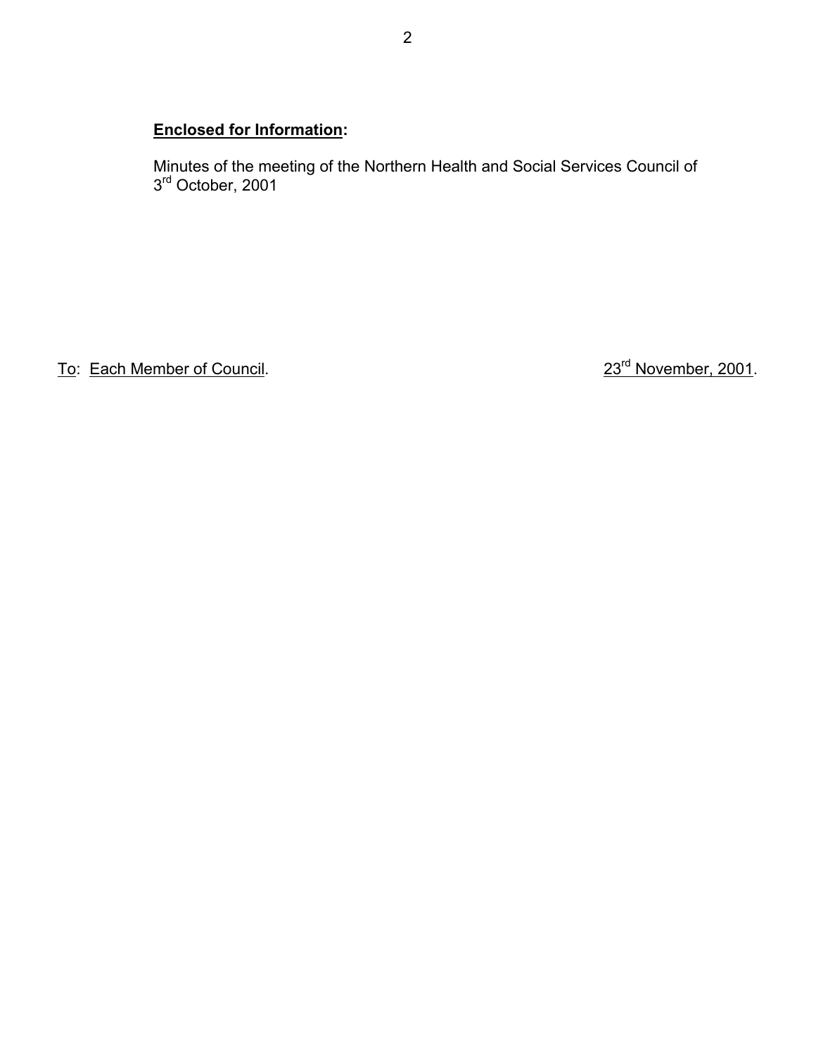**Enclosed for Information:**

Minutes of the meeting of the Northern Health and Social Services Council of 3rd October, 2001

To: Each Member of Council.

23rd November, 2001.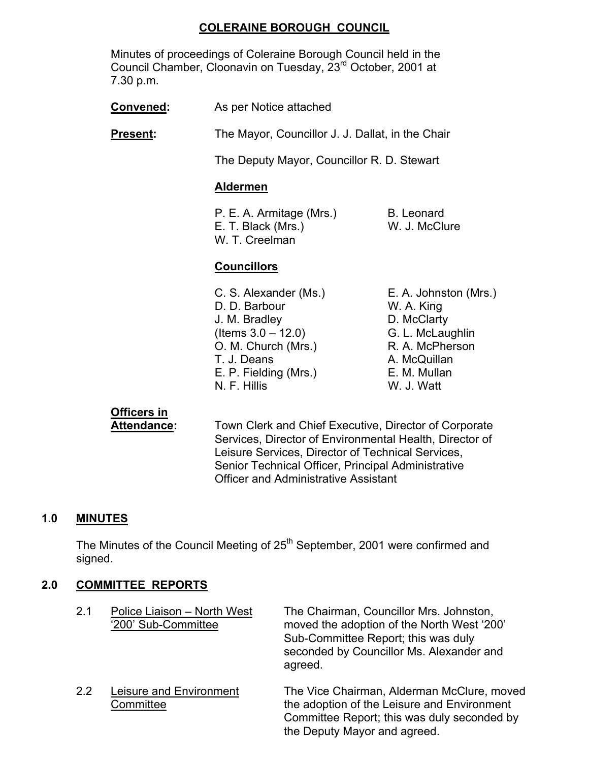# COLERAINE BOROUGH COUNCIL

Minutes of proceedings of Coleraine Borough Council held in the Council Chamber, Cloonavin on Tuesday, 23rd October, 2001 at 7.30 p.m.

**Convened:** As per Notice attached

**Present:** The Mayor, Councillor J. J. Dallat, in the Chair

The Deputy Mayor, Councillor R. D. Stewart

**Aldermen**

P. E. A. Armitage (Mrs.)
E. T. Black (Mrs.)
W. T. Creelman
B. Leonard
W. J. McClure

**Councillors**

C. S. Alexander (Ms.)
D. D. Barbour
J. M. Bradley (Items 3.0 – 12.0)
O. M. Church (Mrs.)
T. J. Deans
E. P. Fielding (Mrs.)
N. F. Hillis
E. A. Johnston (Mrs.)
W. A. King
D. McClarty
G. L. McLaughlin
R. A. McPherson
A. McQuillan
E. M. Mullan
W. J. Watt

**Officers in Attendance:** Town Clerk and Chief Executive, Director of Corporate Services, Director of Environmental Health, Director of Leisure Services, Director of Technical Services, Senior Technical Officer, Principal Administrative Officer and Administrative Assistant

## 1.0 MINUTES

The Minutes of the Council Meeting of 25th September, 2001 were confirmed and signed.

## 2.0 COMMITTEE REPORTS

2.1 Police Liaison – North West '200' Sub-Committee

The Chairman, Councillor Mrs. Johnston, moved the adoption of the North West '200' Sub-Committee Report; this was duly seconded by Councillor Ms. Alexander and agreed.

2.2 Leisure and Environment Committee

The Vice Chairman, Alderman McClure, moved the adoption of the Leisure and Environment Committee Report; this was duly seconded by the Deputy Mayor and agreed.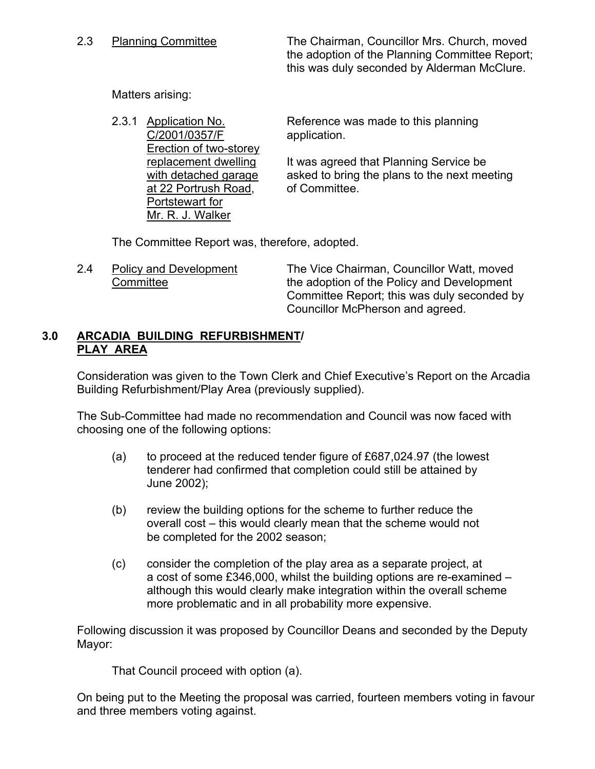2.3 Planning Committee

The Chairman, Councillor Mrs. Church, moved the adoption of the Planning Committee Report; this was duly seconded by Alderman McClure.

Matters arising:

2.3.1 Application No. C/2001/0357/F Erection of two-storey replacement dwelling with detached garage at 22 Portrush Road, Portstewart for Mr. R. J. Walker

Reference was made to this planning application.

It was agreed that Planning Service be asked to bring the plans to the next meeting of Committee.

The Committee Report was, therefore, adopted.

2.4 Policy and Development Committee

The Vice Chairman, Councillor Watt, moved the adoption of the Policy and Development Committee Report; this was duly seconded by Councillor McPherson and agreed.

## 3.0 ARCADIA BUILDING REFURBISHMENT/ PLAY AREA

Consideration was given to the Town Clerk and Chief Executive's Report on the Arcadia Building Refurbishment/Play Area (previously supplied).

The Sub-Committee had made no recommendation and Council was now faced with choosing one of the following options:

(a) to proceed at the reduced tender figure of £687,024.97 (the lowest tenderer had confirmed that completion could still be attained by June 2002);

(b) review the building options for the scheme to further reduce the overall cost – this would clearly mean that the scheme would not be completed for the 2002 season;

(c) consider the completion of the play area as a separate project, at a cost of some £346,000, whilst the building options are re-examined – although this would clearly make integration within the overall scheme more problematic and in all probability more expensive.

Following discussion it was proposed by Councillor Deans and seconded by the Deputy Mayor:

That Council proceed with option (a).

On being put to the Meeting the proposal was carried, fourteen members voting in favour and three members voting against.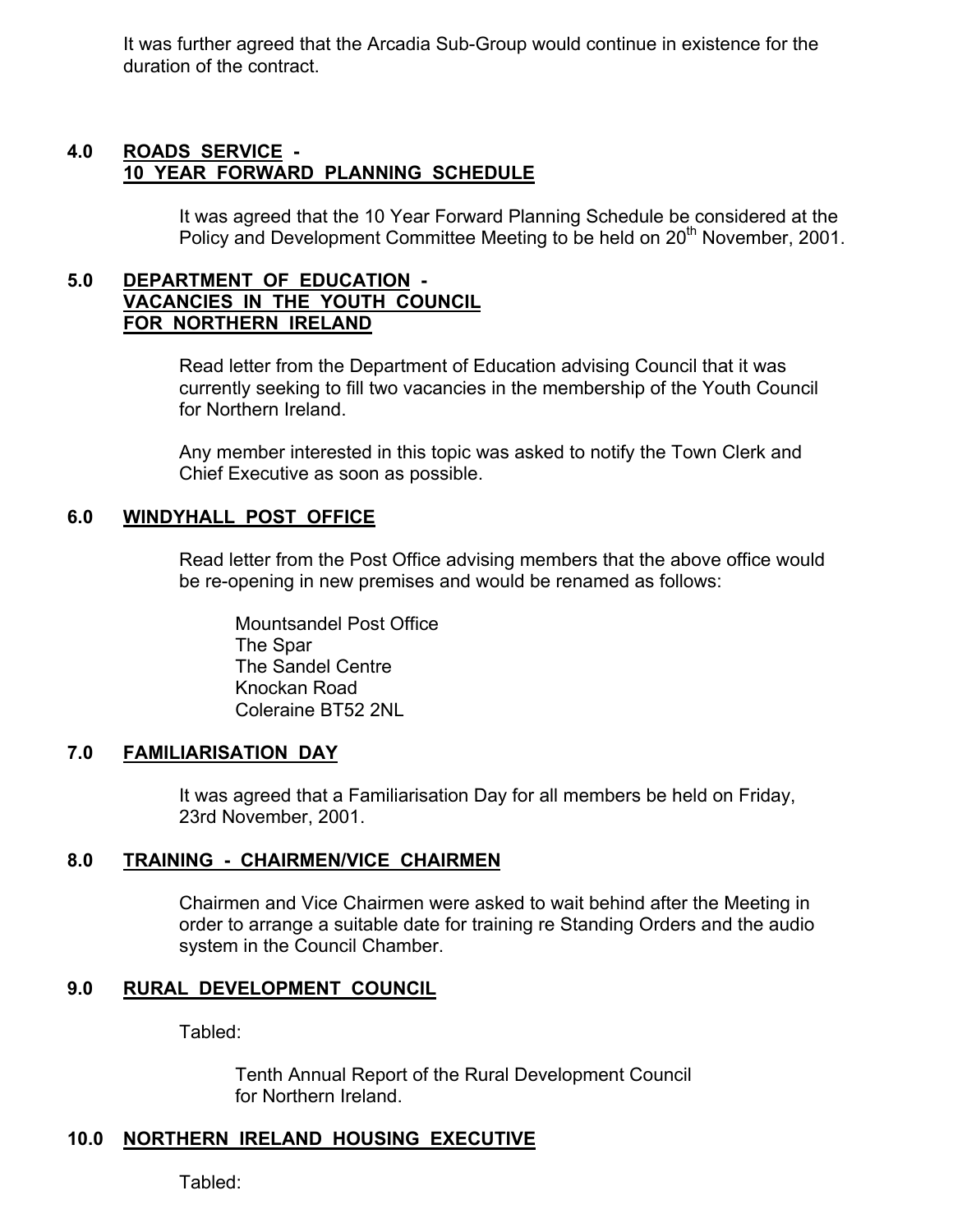It was further agreed that the Arcadia Sub-Group would continue in existence for the duration of the contract.

## 4.0 ROADS SERVICE - 10 YEAR FORWARD PLANNING SCHEDULE

It was agreed that the 10 Year Forward Planning Schedule be considered at the Policy and Development Committee Meeting to be held on 20th November, 2001.

## 5.0 DEPARTMENT OF EDUCATION - VACANCIES IN THE YOUTH COUNCIL FOR NORTHERN IRELAND

Read letter from the Department of Education advising Council that it was currently seeking to fill two vacancies in the membership of the Youth Council for Northern Ireland.

Any member interested in this topic was asked to notify the Town Clerk and Chief Executive as soon as possible.

## 6.0 WINDYHALL POST OFFICE

Read letter from the Post Office advising members that the above office would be re-opening in new premises and would be renamed as follows:

Mountsandel Post Office
The Spar
The Sandel Centre
Knockan Road
Coleraine BT52 2NL

## 7.0 FAMILIARISATION DAY

It was agreed that a Familiarisation Day for all members be held on Friday, 23rd November, 2001.

## 8.0 TRAINING - CHAIRMEN/VICE CHAIRMEN

Chairmen and Vice Chairmen were asked to wait behind after the Meeting in order to arrange a suitable date for training re Standing Orders and the audio system in the Council Chamber.

## 9.0 RURAL DEVELOPMENT COUNCIL

Tabled:

Tenth Annual Report of the Rural Development Council for Northern Ireland.

## 10.0 NORTHERN IRELAND HOUSING EXECUTIVE

Tabled: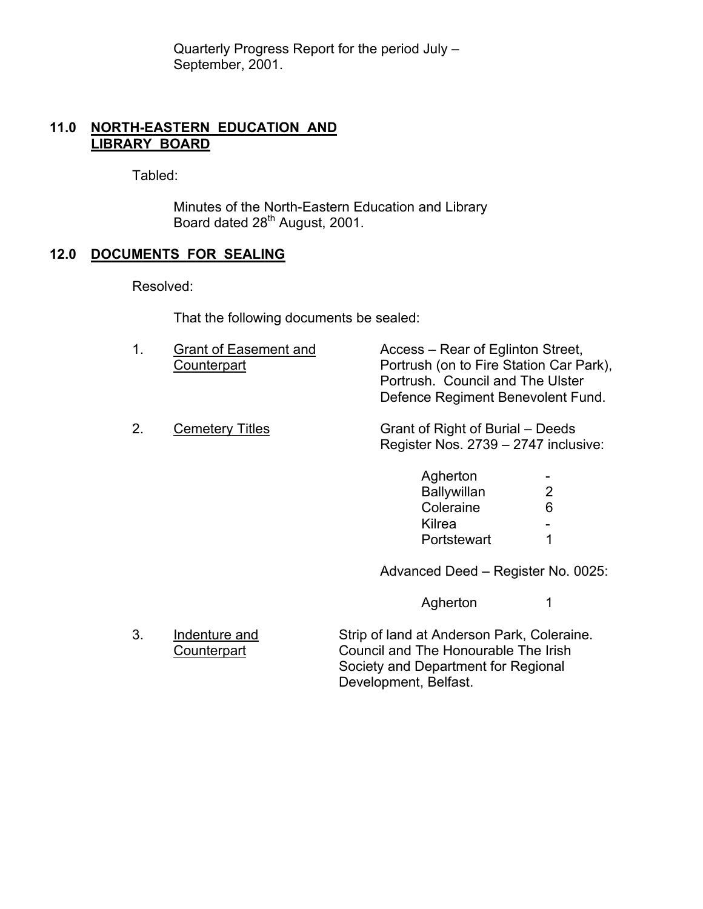Quarterly Progress Report for the period July – September, 2001.

## 11.0 NORTH-EASTERN EDUCATION AND LIBRARY BOARD

Tabled:

Minutes of the North-Eastern Education and Library Board dated 28th August, 2001.

## 12.0 DOCUMENTS FOR SEALING

Resolved:

That the following documents be sealed:

1. Grant of Easement and Counterpart — Access – Rear of Eglinton Street, Portrush (on to Fire Station Car Park), Portrush. Council and The Ulster Defence Regiment Benevolent Fund.

2. Cemetery Titles — Grant of Right of Burial – Deeds Register Nos. 2739 – 2747 inclusive:

| | |
|---|---|
| Agherton | - |
| Ballywillan | 2 |
| Coleraine | 6 |
| Kilrea | - |
| Portstewart | 1 |

Advanced Deed – Register No. 0025:

| | |
|---|---|
| Agherton | 1 |

3. Indenture and Counterpart — Strip of land at Anderson Park, Coleraine. Council and The Honourable The Irish Society and Department for Regional Development, Belfast.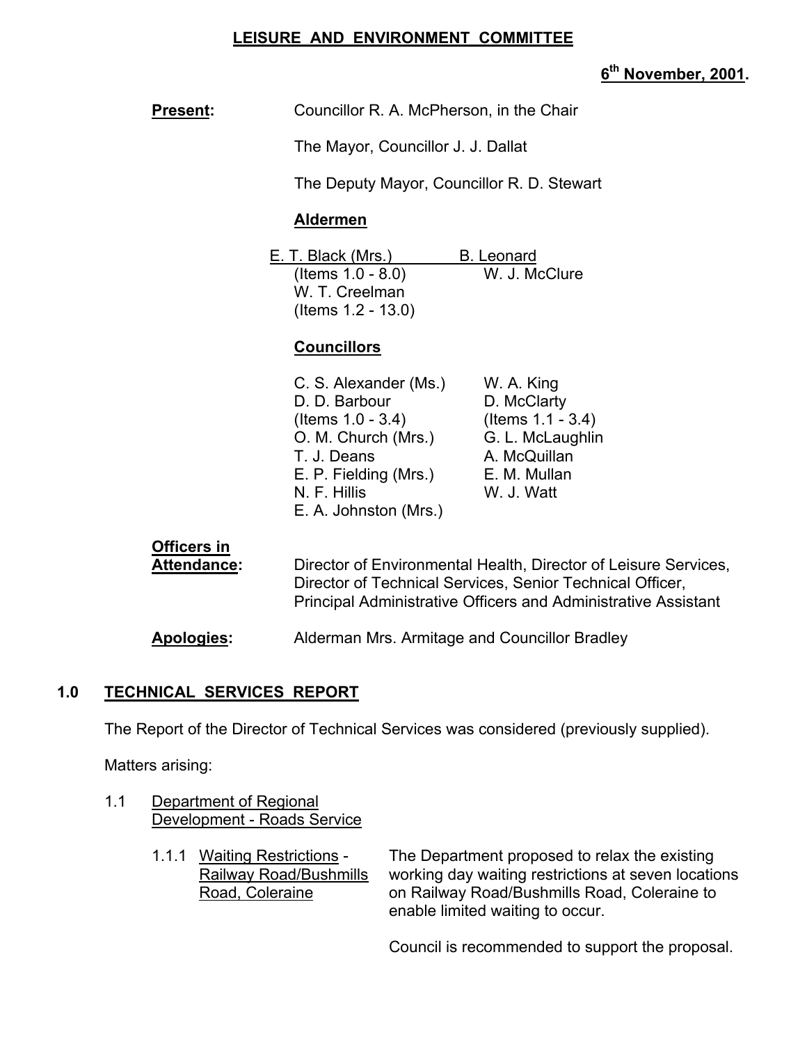## LEISURE AND ENVIRONMENT COMMITTEE

**6th November, 2001.**

**Present:** Councillor R. A. McPherson, in the Chair

The Mayor, Councillor J. J. Dallat

The Deputy Mayor, Councillor R. D. Stewart

**Aldermen**

E. T. Black (Mrs.) (Items 1.0 - 8.0)
W. T. Creelman (Items 1.2 - 13.0)
B. Leonard
W. J. McClure

**Councillors**

C. S. Alexander (Ms.)
D. D. Barbour (Items 1.0 - 3.4)
O. M. Church (Mrs.)
T. J. Deans
E. P. Fielding (Mrs.)
N. F. Hillis
E. A. Johnston (Mrs.)
W. A. King
D. McClarty (Items 1.1 - 3.4)
G. L. McLaughlin
A. McQuillan
E. M. Mullan
W. J. Watt

**Officers in Attendance:** Director of Environmental Health, Director of Leisure Services, Director of Technical Services, Senior Technical Officer, Principal Administrative Officers and Administrative Assistant

**Apologies:** Alderman Mrs. Armitage and Councillor Bradley

### 1.0 TECHNICAL SERVICES REPORT

The Report of the Director of Technical Services was considered (previously supplied).

Matters arising:

1.1 Department of Regional Development - Roads Service

1.1.1 Waiting Restrictions - Railway Road/Bushmills Road, Coleraine

The Department proposed to relax the existing working day waiting restrictions at seven locations on Railway Road/Bushmills Road, Coleraine to enable limited waiting to occur.

Council is recommended to support the proposal.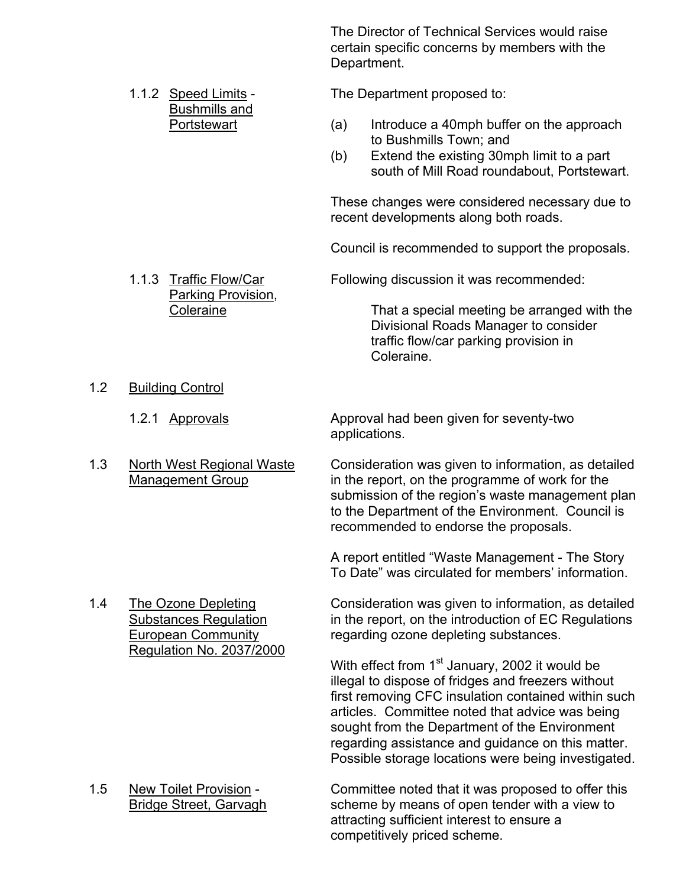The Director of Technical Services would raise certain specific concerns by members with the Department.

1.1.2 Speed Limits - Bushmills and Portstewart

The Department proposed to:

(a) Introduce a 40mph buffer on the approach to Bushmills Town; and
(b) Extend the existing 30mph limit to a part south of Mill Road roundabout, Portstewart.

These changes were considered necessary due to recent developments along both roads.

Council is recommended to support the proposals.

1.1.3 Traffic Flow/Car Parking Provision, Coleraine

Following discussion it was recommended:

> That a special meeting be arranged with the Divisional Roads Manager to consider traffic flow/car parking provision in Coleraine.

1.2 Building Control

1.2.1 Approvals

Approval had been given for seventy-two applications.

1.3 North West Regional Waste Management Group

Consideration was given to information, as detailed in the report, on the programme of work for the submission of the region's waste management plan to the Department of the Environment. Council is recommended to endorse the proposals.

A report entitled "Waste Management - The Story To Date" was circulated for members' information.

1.4 The Ozone Depleting Substances Regulation European Community Regulation No. 2037/2000

Consideration was given to information, as detailed in the report, on the introduction of EC Regulations regarding ozone depleting substances.

With effect from 1st January, 2002 it would be illegal to dispose of fridges and freezers without first removing CFC insulation contained within such articles. Committee noted that advice was being sought from the Department of the Environment regarding assistance and guidance on this matter. Possible storage locations were being investigated.

1.5 New Toilet Provision - Bridge Street, Garvagh

Committee noted that it was proposed to offer this scheme by means of open tender with a view to attracting sufficient interest to ensure a competitively priced scheme.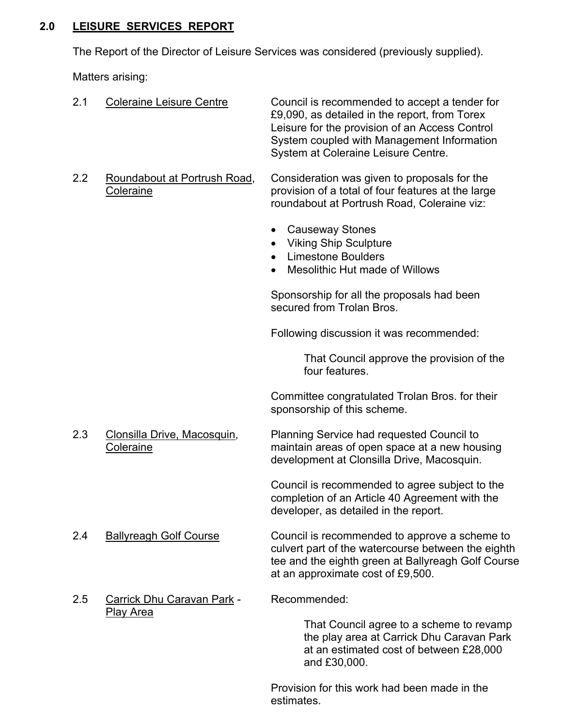## 2.0 LEISURE SERVICES REPORT

The Report of the Director of Leisure Services was considered (previously supplied).

Matters arising:

2.1 Coleraine Leisure Centre

Council is recommended to accept a tender for £9,090, as detailed in the report, from Torex Leisure for the provision of an Access Control System coupled with Management Information System at Coleraine Leisure Centre.

2.2 Roundabout at Portrush Road, Coleraine

Consideration was given to proposals for the provision of a total of four features at the large roundabout at Portrush Road, Coleraine viz:

- Causeway Stones
- Viking Ship Sculpture
- Limestone Boulders
- Mesolithic Hut made of Willows

Sponsorship for all the proposals had been secured from Trolan Bros.

Following discussion it was recommended:

> That Council approve the provision of the four features.

Committee congratulated Trolan Bros. for their sponsorship of this scheme.

2.3 Clonsilla Drive, Macosquin, Coleraine

Planning Service had requested Council to maintain areas of open space at a new housing development at Clonsilla Drive, Macosquin.

Council is recommended to agree subject to the completion of an Article 40 Agreement with the developer, as detailed in the report.

2.4 Ballyreagh Golf Course

Council is recommended to approve a scheme to culvert part of the watercourse between the eighth tee and the eighth green at Ballyreagh Golf Course at an approximate cost of £9,500.

2.5 Carrick Dhu Caravan Park - Play Area

Recommended:

> That Council agree to a scheme to revamp the play area at Carrick Dhu Caravan Park at an estimated cost of between £28,000 and £30,000.

Provision for this work had been made in the estimates.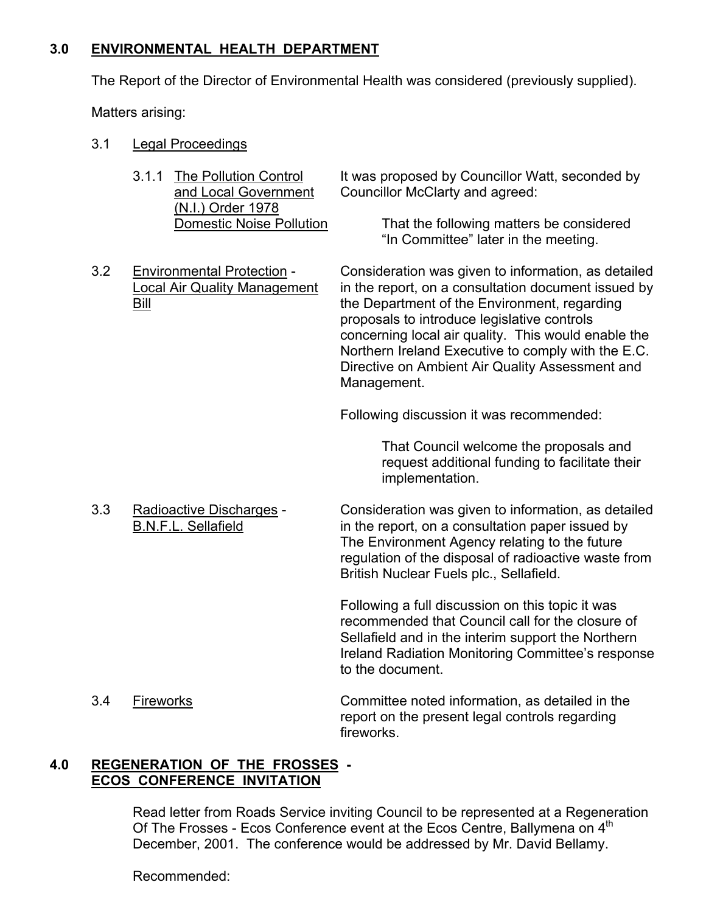## 3.0 ENVIRONMENTAL HEALTH DEPARTMENT

The Report of the Director of Environmental Health was considered (previously supplied).

Matters arising:

### 3.1 Legal Proceedings

#### 3.1.1 The Pollution Control and Local Government (N.I.) Order 1978 Domestic Noise Pollution

It was proposed by Councillor Watt, seconded by Councillor McClarty and agreed:

> That the following matters be considered "In Committee" later in the meeting.

### 3.2 Environmental Protection - Local Air Quality Management Bill

Consideration was given to information, as detailed in the report, on a consultation document issued by the Department of the Environment, regarding proposals to introduce legislative controls concerning local air quality. This would enable the Northern Ireland Executive to comply with the E.C. Directive on Ambient Air Quality Assessment and Management.

Following discussion it was recommended:

> That Council welcome the proposals and request additional funding to facilitate their implementation.

### 3.3 Radioactive Discharges - B.N.F.L. Sellafield

Consideration was given to information, as detailed in the report, on a consultation paper issued by The Environment Agency relating to the future regulation of the disposal of radioactive waste from British Nuclear Fuels plc., Sellafield.

Following a full discussion on this topic it was recommended that Council call for the closure of Sellafield and in the interim support the Northern Ireland Radiation Monitoring Committee's response to the document.

### 3.4 Fireworks

Committee noted information, as detailed in the report on the present legal controls regarding fireworks.

## 4.0 REGENERATION OF THE FROSSES - ECOS CONFERENCE INVITATION

Read letter from Roads Service inviting Council to be represented at a Regeneration Of The Frosses - Ecos Conference event at the Ecos Centre, Ballymena on 4th December, 2001. The conference would be addressed by Mr. David Bellamy.

Recommended: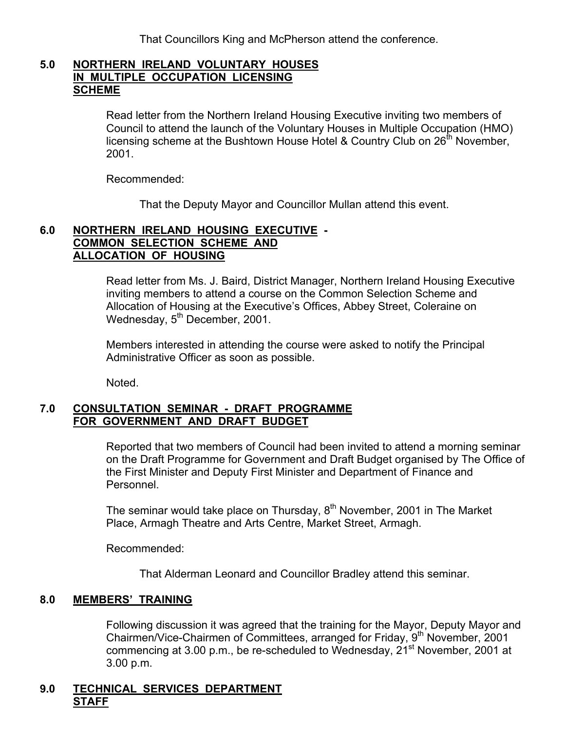That Councillors King and McPherson attend the conference.

## 5.0 NORTHERN IRELAND VOLUNTARY HOUSES IN MULTIPLE OCCUPATION LICENSING SCHEME

Read letter from the Northern Ireland Housing Executive inviting two members of Council to attend the launch of the Voluntary Houses in Multiple Occupation (HMO) licensing scheme at the Bushtown House Hotel & Country Club on 26th November, 2001.

Recommended:

That the Deputy Mayor and Councillor Mullan attend this event.

## 6.0 NORTHERN IRELAND HOUSING EXECUTIVE - COMMON SELECTION SCHEME AND ALLOCATION OF HOUSING

Read letter from Ms. J. Baird, District Manager, Northern Ireland Housing Executive inviting members to attend a course on the Common Selection Scheme and Allocation of Housing at the Executive's Offices, Abbey Street, Coleraine on Wednesday, 5th December, 2001.

Members interested in attending the course were asked to notify the Principal Administrative Officer as soon as possible.

Noted.

## 7.0 CONSULTATION SEMINAR - DRAFT PROGRAMME FOR GOVERNMENT AND DRAFT BUDGET

Reported that two members of Council had been invited to attend a morning seminar on the Draft Programme for Government and Draft Budget organised by The Office of the First Minister and Deputy First Minister and Department of Finance and Personnel.

The seminar would take place on Thursday, 8th November, 2001 in The Market Place, Armagh Theatre and Arts Centre, Market Street, Armagh.

Recommended:

That Alderman Leonard and Councillor Bradley attend this seminar.

## 8.0 MEMBERS' TRAINING

Following discussion it was agreed that the training for the Mayor, Deputy Mayor and Chairmen/Vice-Chairmen of Committees, arranged for Friday, 9th November, 2001 commencing at 3.00 p.m., be re-scheduled to Wednesday, 21st November, 2001 at 3.00 p.m.

## 9.0 TECHNICAL SERVICES DEPARTMENT STAFF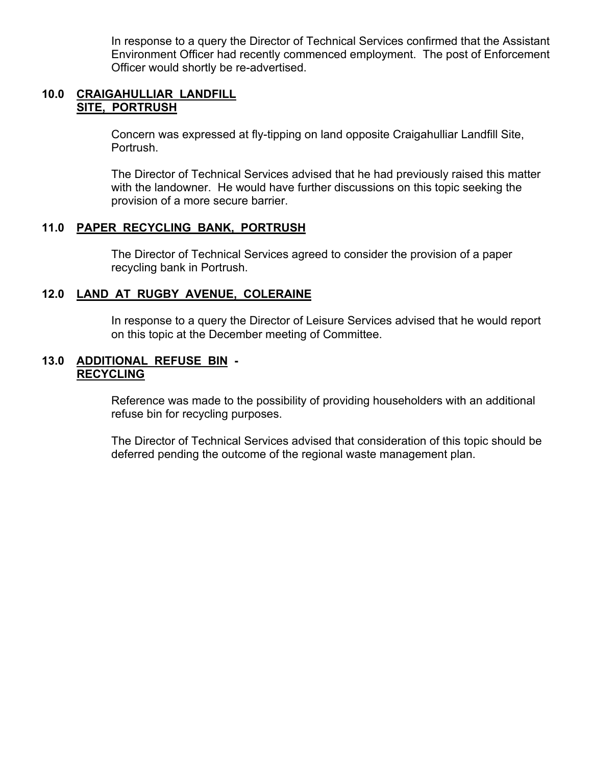In response to a query the Director of Technical Services confirmed that the Assistant Environment Officer had recently commenced employment. The post of Enforcement Officer would shortly be re-advertised.

## 10.0 CRAIGAHULLIAR LANDFILL SITE, PORTRUSH

Concern was expressed at fly-tipping on land opposite Craigahulliar Landfill Site, Portrush.

The Director of Technical Services advised that he had previously raised this matter with the landowner. He would have further discussions on this topic seeking the provision of a more secure barrier.

## 11.0 PAPER RECYCLING BANK, PORTRUSH

The Director of Technical Services agreed to consider the provision of a paper recycling bank in Portrush.

## 12.0 LAND AT RUGBY AVENUE, COLERAINE

In response to a query the Director of Leisure Services advised that he would report on this topic at the December meeting of Committee.

## 13.0 ADDITIONAL REFUSE BIN - RECYCLING

Reference was made to the possibility of providing householders with an additional refuse bin for recycling purposes.

The Director of Technical Services advised that consideration of this topic should be deferred pending the outcome of the regional waste management plan.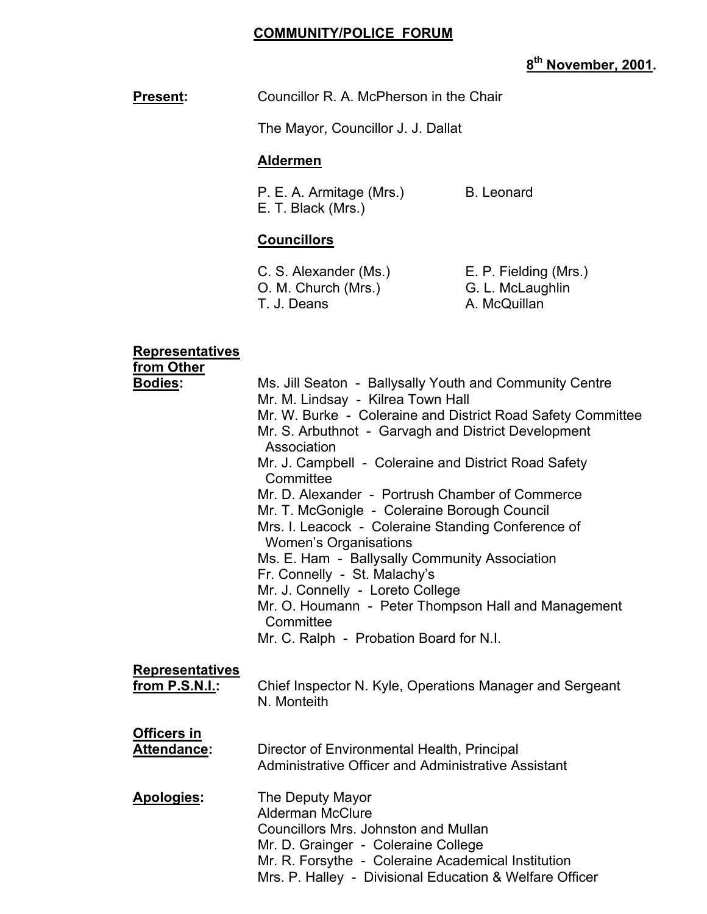# COMMUNITY/POLICE FORUM

**8th November, 2001.**

**Present:** Councillor R. A. McPherson in the Chair

The Mayor, Councillor J. J. Dallat

**Aldermen**

P. E. A. Armitage (Mrs.)
B. Leonard
E. T. Black (Mrs.)

**Councillors**

C. S. Alexander (Ms.)
E. P. Fielding (Mrs.)
O. M. Church (Mrs.)
G. L. McLaughlin
T. J. Deans
A. McQuillan

**Representatives from Other Bodies:**

Ms. Jill Seaton - Ballysally Youth and Community Centre
Mr. M. Lindsay - Kilrea Town Hall
Mr. W. Burke - Coleraine and District Road Safety Committee
Mr. S. Arbuthnot - Garvagh and District Development Association
Mr. J. Campbell - Coleraine and District Road Safety Committee
Mr. D. Alexander - Portrush Chamber of Commerce
Mr. T. McGonigle - Coleraine Borough Council
Mrs. I. Leacock - Coleraine Standing Conference of Women's Organisations
Ms. E. Ham - Ballysally Community Association
Fr. Connelly - St. Malachy's
Mr. J. Connelly - Loreto College
Mr. O. Houmann - Peter Thompson Hall and Management Committee
Mr. C. Ralph - Probation Board for N.I.

**Representatives from P.S.N.I.:** Chief Inspector N. Kyle, Operations Manager and Sergeant N. Monteith

**Officers in Attendance:** Director of Environmental Health, Principal Administrative Officer and Administrative Assistant

**Apologies:**

The Deputy Mayor
Alderman McClure
Councillors Mrs. Johnston and Mullan
Mr. D. Grainger - Coleraine College
Mr. R. Forsythe - Coleraine Academical Institution
Mrs. P. Halley - Divisional Education & Welfare Officer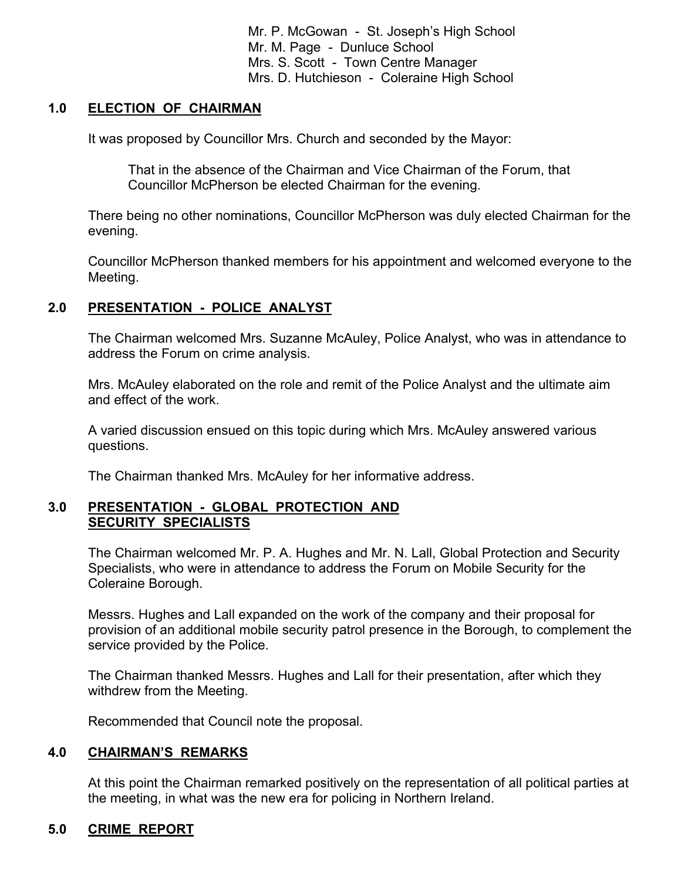Mr. P. McGowan - St. Joseph's High School
Mr. M. Page - Dunluce School
Mrs. S. Scott - Town Centre Manager
Mrs. D. Hutchieson - Coleraine High School

## 1.0 ELECTION OF CHAIRMAN

It was proposed by Councillor Mrs. Church and seconded by the Mayor:

> That in the absence of the Chairman and Vice Chairman of the Forum, that Councillor McPherson be elected Chairman for the evening.

There being no other nominations, Councillor McPherson was duly elected Chairman for the evening.

Councillor McPherson thanked members for his appointment and welcomed everyone to the Meeting.

## 2.0 PRESENTATION - POLICE ANALYST

The Chairman welcomed Mrs. Suzanne McAuley, Police Analyst, who was in attendance to address the Forum on crime analysis.

Mrs. McAuley elaborated on the role and remit of the Police Analyst and the ultimate aim and effect of the work.

A varied discussion ensued on this topic during which Mrs. McAuley answered various questions.

The Chairman thanked Mrs. McAuley for her informative address.

## 3.0 PRESENTATION - GLOBAL PROTECTION AND SECURITY SPECIALISTS

The Chairman welcomed Mr. P. A. Hughes and Mr. N. Lall, Global Protection and Security Specialists, who were in attendance to address the Forum on Mobile Security for the Coleraine Borough.

Messrs. Hughes and Lall expanded on the work of the company and their proposal for provision of an additional mobile security patrol presence in the Borough, to complement the service provided by the Police.

The Chairman thanked Messrs. Hughes and Lall for their presentation, after which they withdrew from the Meeting.

Recommended that Council note the proposal.

## 4.0 CHAIRMAN'S REMARKS

At this point the Chairman remarked positively on the representation of all political parties at the meeting, in what was the new era for policing in Northern Ireland.

## 5.0 CRIME REPORT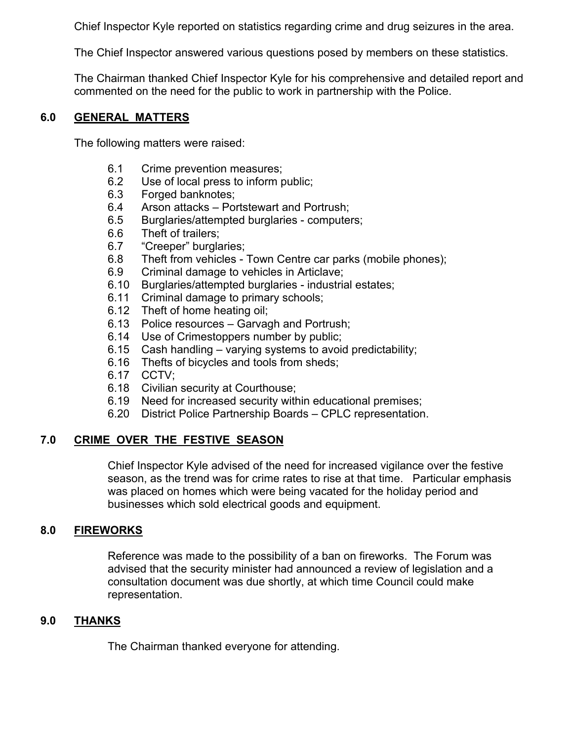Chief Inspector Kyle reported on statistics regarding crime and drug seizures in the area.

The Chief Inspector answered various questions posed by members on these statistics.

The Chairman thanked Chief Inspector Kyle for his comprehensive and detailed report and commented on the need for the public to work in partnership with the Police.

## 6.0 GENERAL MATTERS

The following matters were raised:

- 6.1 Crime prevention measures;
- 6.2 Use of local press to inform public;
- 6.3 Forged banknotes;
- 6.4 Arson attacks – Portstewart and Portrush;
- 6.5 Burglaries/attempted burglaries - computers;
- 6.6 Theft of trailers;
- 6.7 "Creeper" burglaries;
- 6.8 Theft from vehicles - Town Centre car parks (mobile phones);
- 6.9 Criminal damage to vehicles in Articlave;
- 6.10 Burglaries/attempted burglaries - industrial estates;
- 6.11 Criminal damage to primary schools;
- 6.12 Theft of home heating oil;
- 6.13 Police resources – Garvagh and Portrush;
- 6.14 Use of Crimestoppers number by public;
- 6.15 Cash handling – varying systems to avoid predictability;
- 6.16 Thefts of bicycles and tools from sheds;
- 6.17 CCTV;
- 6.18 Civilian security at Courthouse;
- 6.19 Need for increased security within educational premises;
- 6.20 District Police Partnership Boards – CPLC representation.

## 7.0 CRIME OVER THE FESTIVE SEASON

Chief Inspector Kyle advised of the need for increased vigilance over the festive season, as the trend was for crime rates to rise at that time. Particular emphasis was placed on homes which were being vacated for the holiday period and businesses which sold electrical goods and equipment.

## 8.0 FIREWORKS

Reference was made to the possibility of a ban on fireworks. The Forum was advised that the security minister had announced a review of legislation and a consultation document was due shortly, at which time Council could make representation.

## 9.0 THANKS

The Chairman thanked everyone for attending.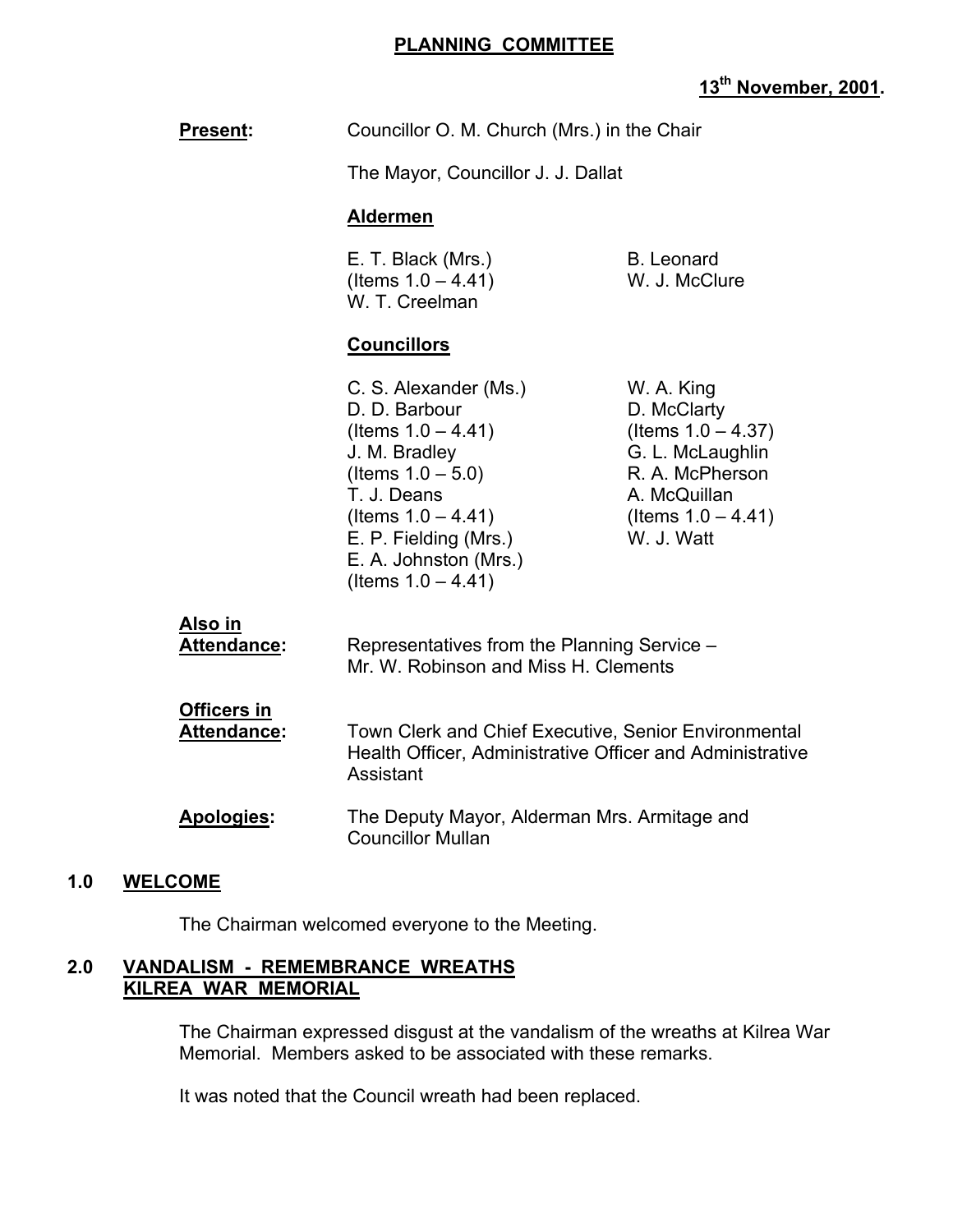# PLANNING COMMITTEE

**13th November, 2001.**

**Present:** Councillor O. M. Church (Mrs.) in the Chair

The Mayor, Councillor J. J. Dallat

**Aldermen**

E. T. Black (Mrs.) (Items 1.0 – 4.41)
B. Leonard
W. J. McClure
W. T. Creelman

**Councillors**

C. S. Alexander (Ms.)
D. D. Barbour (Items 1.0 – 4.41)
J. M. Bradley (Items 1.0 – 5.0)
T. J. Deans (Items 1.0 – 4.41)
E. P. Fielding (Mrs.)
E. A. Johnston (Mrs.) (Items 1.0 – 4.41)
W. A. King
D. McClarty (Items 1.0 – 4.37)
G. L. McLaughlin
R. A. McPherson
A. McQuillan (Items 1.0 – 4.41)
W. J. Watt

**Also in Attendance:** Representatives from the Planning Service – Mr. W. Robinson and Miss H. Clements

**Officers in Attendance:** Town Clerk and Chief Executive, Senior Environmental Health Officer, Administrative Officer and Administrative Assistant

**Apologies:** The Deputy Mayor, Alderman Mrs. Armitage and Councillor Mullan

## 1.0 WELCOME

The Chairman welcomed everyone to the Meeting.

## 2.0 VANDALISM - REMEMBRANCE WREATHS KILREA WAR MEMORIAL

The Chairman expressed disgust at the vandalism of the wreaths at Kilrea War Memorial. Members asked to be associated with these remarks.

It was noted that the Council wreath had been replaced.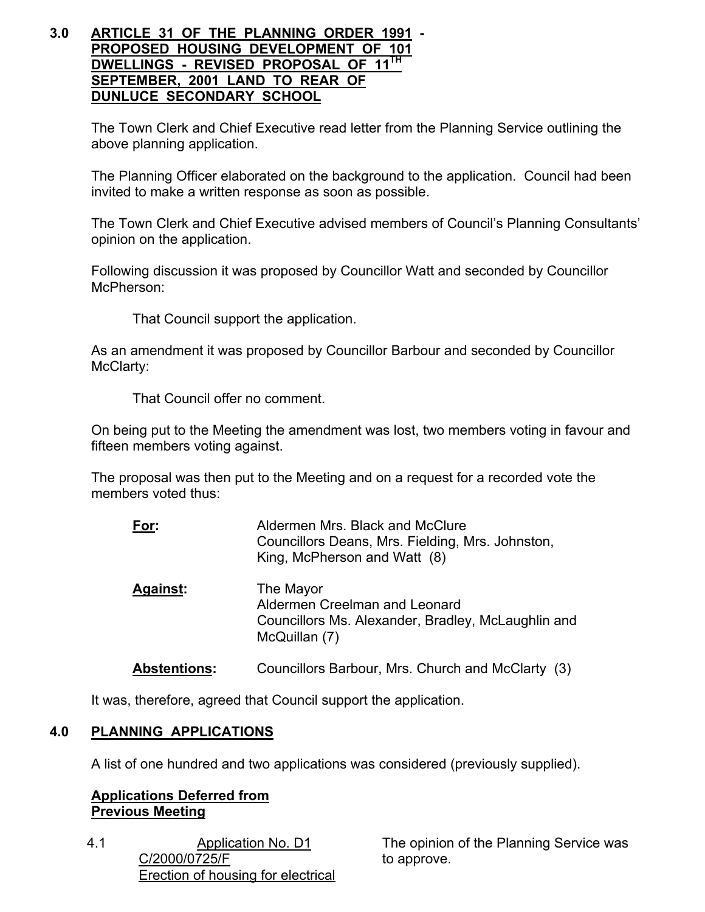## 3.0 ARTICLE 31 OF THE PLANNING ORDER 1991 - PROPOSED HOUSING DEVELOPMENT OF 101 DWELLINGS - REVISED PROPOSAL OF 11TH SEPTEMBER, 2001 LAND TO REAR OF DUNLUCE SECONDARY SCHOOL

The Town Clerk and Chief Executive read letter from the Planning Service outlining the above planning application.

The Planning Officer elaborated on the background to the application. Council had been invited to make a written response as soon as possible.

The Town Clerk and Chief Executive advised members of Council's Planning Consultants' opinion on the application.

Following discussion it was proposed by Councillor Watt and seconded by Councillor McPherson:

> That Council support the application.

As an amendment it was proposed by Councillor Barbour and seconded by Councillor McClarty:

> That Council offer no comment.

On being put to the Meeting the amendment was lost, two members voting in favour and fifteen members voting against.

The proposal was then put to the Meeting and on a request for a recorded vote the members voted thus:

| | |
|---|---|
| **For:** | Aldermen Mrs. Black and McClure<br>Councillors Deans, Mrs. Fielding, Mrs. Johnston, King, McPherson and Watt (8) |
| **Against:** | The Mayor<br>Aldermen Creelman and Leonard<br>Councillors Ms. Alexander, Bradley, McLaughlin and McQuillan (7) |
| **Abstentions:** | Councillors Barbour, Mrs. Church and McClarty (3) |

It was, therefore, agreed that Council support the application.

## 4.0 PLANNING APPLICATIONS

A list of one hundred and two applications was considered (previously supplied).

**Applications Deferred from Previous Meeting**

4.1 Application No. D1 C/2000/0725/F Erection of housing for electrical — The opinion of the Planning Service was to approve.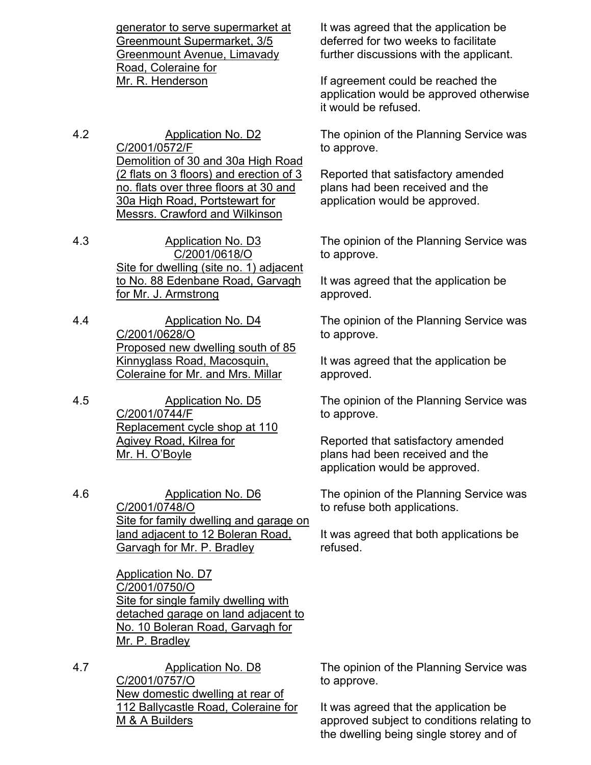| | | |
|---|---|---|
| | <u>generator to serve supermarket at Greenmount Supermarket, 3/5 Greenmount Avenue, Limavady Road, Coleraine for Mr. R. Henderson</u> | It was agreed that the application be deferred for two weeks to facilitate further discussions with the applicant.<br><br>If agreement could be reached the application would be approved otherwise it would be refused. |
| 4.2 | <u>Application No. D2</u><br><u>C/2001/0572/F</u><br><u>Demolition of 30 and 30a High Road (2 flats on 3 floors) and erection of 3 no. flats over three floors at 30 and 30a High Road, Portstewart for Messrs. Crawford and Wilkinson</u> | The opinion of the Planning Service was to approve.<br><br>Reported that satisfactory amended plans had been received and the application would be approved. |
| 4.3 | <u>Application No. D3</u><br><u>C/2001/0618/O</u><br><u>Site for dwelling (site no. 1) adjacent to No. 88 Edenbane Road, Garvagh for Mr. J. Armstrong</u> | The opinion of the Planning Service was to approve.<br><br>It was agreed that the application be approved. |
| 4.4 | <u>Application No. D4</u><br><u>C/2001/0628/O</u><br><u>Proposed new dwelling south of 85 Kinnyglass Road, Macosquin, Coleraine for Mr. and Mrs. Millar</u> | The opinion of the Planning Service was to approve.<br><br>It was agreed that the application be approved. |
| 4.5 | <u>Application No. D5</u><br><u>C/2001/0744/F</u><br><u>Replacement cycle shop at 110 Agivey Road, Kilrea for Mr. H. O'Boyle</u> | The opinion of the Planning Service was to approve.<br><br>Reported that satisfactory amended plans had been received and the application would be approved. |
| 4.6 | <u>Application No. D6</u><br><u>C/2001/0748/O</u><br><u>Site for family dwelling and garage on land adjacent to 12 Boleran Road, Garvagh for Mr. P. Bradley</u><br><br><u>Application No. D7</u><br><u>C/2001/0750/O</u><br><u>Site for single family dwelling with detached garage on land adjacent to No. 10 Boleran Road, Garvagh for Mr. P. Bradley</u> | The opinion of the Planning Service was to refuse both applications.<br><br>It was agreed that both applications be refused. |
| 4.7 | <u>Application No. D8</u><br><u>C/2001/0757/O</u><br><u>New domestic dwelling at rear of 112 Ballycastle Road, Coleraine for M & A Builders</u> | The opinion of the Planning Service was to approve.<br><br>It was agreed that the application be approved subject to conditions relating to the dwelling being single storey and of |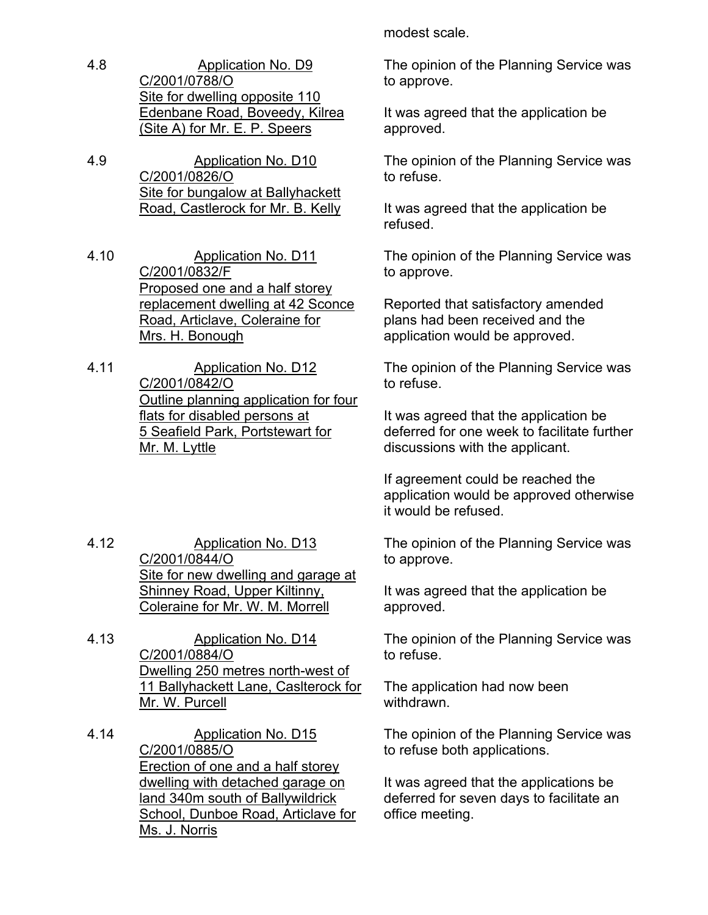modest scale.

| | | |
|---|---|---|
| 4.8 | Application No. D9<br>C/2001/0788/O<br>Site for dwelling opposite 110 Edenbane Road, Boveedy, Kilrea (Site A) for Mr. E. P. Speers | The opinion of the Planning Service was to approve.<br><br>It was agreed that the application be approved. |
| 4.9 | Application No. D10<br>C/2001/0826/O<br>Site for bungalow at Ballyhackett Road, Castlerock for Mr. B. Kelly | The opinion of the Planning Service was to refuse.<br><br>It was agreed that the application be refused. |
| 4.10 | Application No. D11<br>C/2001/0832/F<br>Proposed one and a half storey replacement dwelling at 42 Sconce Road, Articlave, Coleraine for Mrs. H. Bonough | The opinion of the Planning Service was to approve.<br><br>Reported that satisfactory amended plans had been received and the application would be approved. |
| 4.11 | Application No. D12<br>C/2001/0842/O<br>Outline planning application for four flats for disabled persons at 5 Seafield Park, Portstewart for Mr. M. Lyttle | The opinion of the Planning Service was to refuse.<br><br>It was agreed that the application be deferred for one week to facilitate further discussions with the applicant.<br><br>If agreement could be reached the application would be approved otherwise it would be refused. |
| 4.12 | Application No. D13<br>C/2001/0844/O<br>Site for new dwelling and garage at Shinney Road, Upper Kiltinny, Coleraine for Mr. W. M. Morrell | The opinion of the Planning Service was to approve.<br><br>It was agreed that the application be approved. |
| 4.13 | Application No. D14<br>C/2001/0884/O<br>Dwelling 250 metres north-west of 11 Ballyhackett Lane, Caslterock for Mr. W. Purcell | The opinion of the Planning Service was to refuse.<br><br>The application had now been withdrawn. |
| 4.14 | Application No. D15<br>C/2001/0885/O<br>Erection of one and a half storey dwelling with detached garage on land 340m south of Ballywildrick School, Dunboe Road, Articlave for Ms. J. Norris | The opinion of the Planning Service was to refuse both applications.<br><br>It was agreed that the applications be deferred for seven days to facilitate an office meeting. |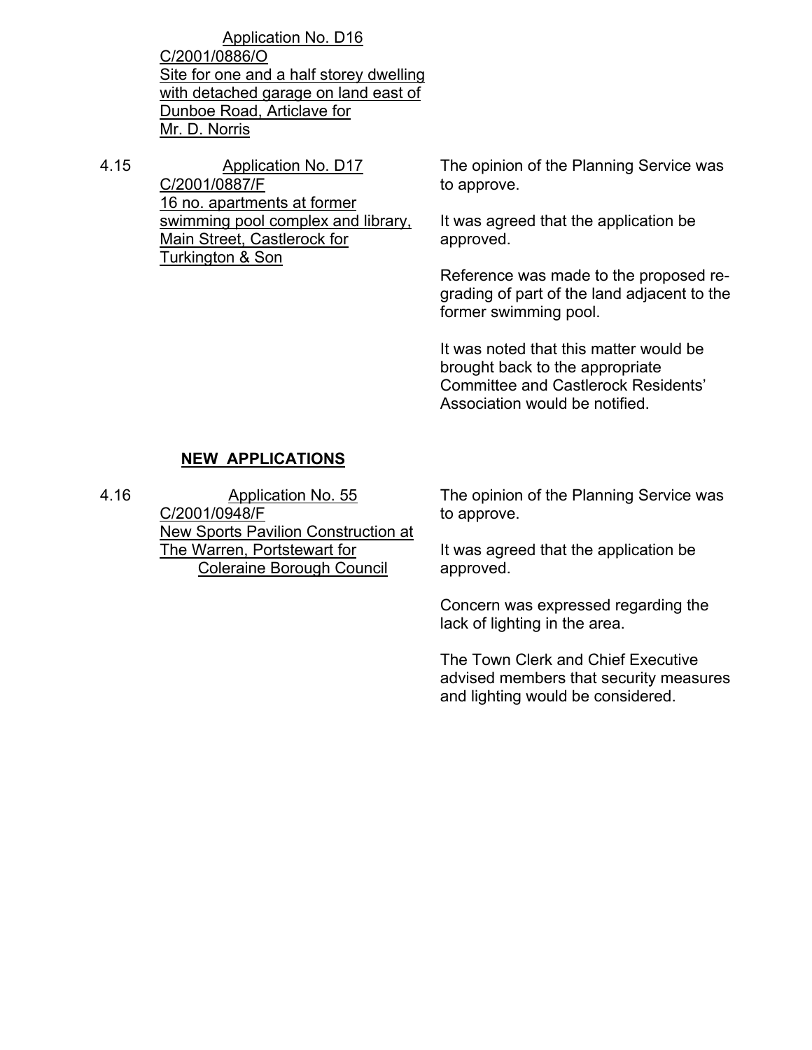Application No. D16
C/2001/0886/O
Site for one and a half storey dwelling with detached garage on land east of Dunboe Road, Articlave for Mr. D. Norris

4.15 Application No. D17
C/2001/0887/F
16 no. apartments at former swimming pool complex and library, Main Street, Castlerock for Turkington & Son

The opinion of the Planning Service was to approve.

It was agreed that the application be approved.

Reference was made to the proposed re-grading of part of the land adjacent to the former swimming pool.

It was noted that this matter would be brought back to the appropriate Committee and Castlerock Residents' Association would be notified.

**NEW APPLICATIONS**

4.16 Application No. 55
C/2001/0948/F
New Sports Pavilion Construction at The Warren, Portstewart for Coleraine Borough Council

The opinion of the Planning Service was to approve.

It was agreed that the application be approved.

Concern was expressed regarding the lack of lighting in the area.

The Town Clerk and Chief Executive advised members that security measures and lighting would be considered.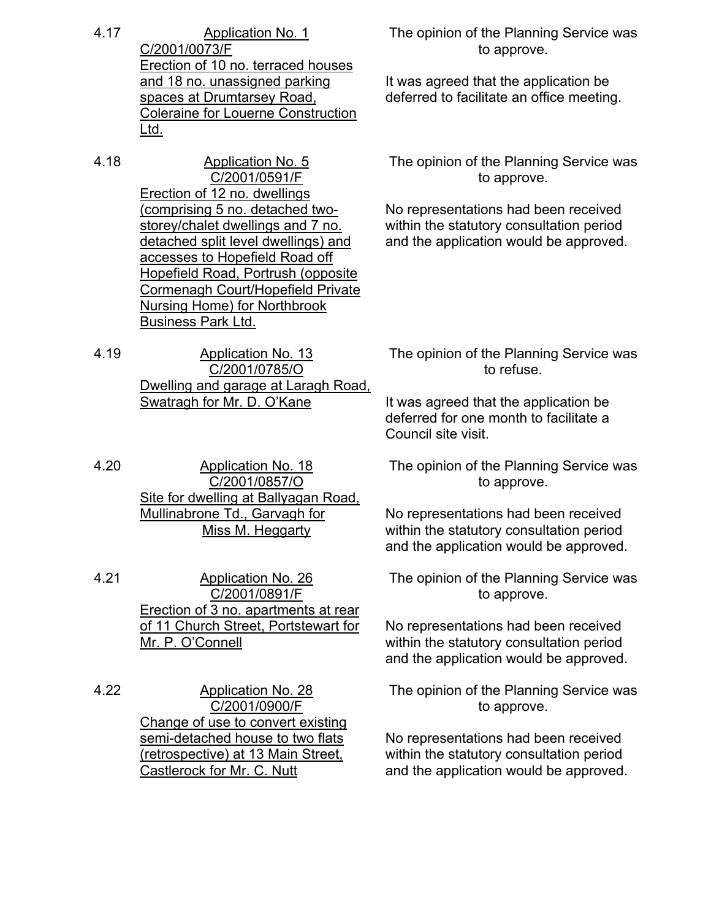4.17 **Application No. 1**
**C/2001/0073/F**
**Erection of 10 no. terraced houses and 18 no. unassigned parking spaces at Drumtarsey Road, Coleraine for Louerne Construction Ltd.**

The opinion of the Planning Service was to approve.

It was agreed that the application be deferred to facilitate an office meeting.

4.18 **Application No. 5**
**C/2001/0591/F**
**Erection of 12 no. dwellings (comprising 5 no. detached two-storey/chalet dwellings and 7 no. detached split level dwellings) and accesses to Hopefield Road off Hopefield Road, Portrush (opposite Cormenagh Court/Hopefield Private Nursing Home) for Northbrook Business Park Ltd.**

The opinion of the Planning Service was to approve.

No representations had been received within the statutory consultation period and the application would be approved.

4.19 **Application No. 13**
**C/2001/0785/O**
**Dwelling and garage at Laragh Road, Swatragh for Mr. D. O'Kane**

The opinion of the Planning Service was to refuse.

It was agreed that the application be deferred for one month to facilitate a Council site visit.

4.20 **Application No. 18**
**C/2001/0857/O**
**Site for dwelling at Ballyagan Road, Mullinabrone Td., Garvagh for Miss M. Heggarty**

The opinion of the Planning Service was to approve.

No representations had been received within the statutory consultation period and the application would be approved.

4.21 **Application No. 26**
**C/2001/0891/F**
**Erection of 3 no. apartments at rear of 11 Church Street, Portstewart for Mr. P. O'Connell**

The opinion of the Planning Service was to approve.

No representations had been received within the statutory consultation period and the application would be approved.

4.22 **Application No. 28**
**C/2001/0900/F**
**Change of use to convert existing semi-detached house to two flats (retrospective) at 13 Main Street, Castlerock for Mr. C. Nutt**

The opinion of the Planning Service was to approve.

No representations had been received within the statutory consultation period and the application would be approved.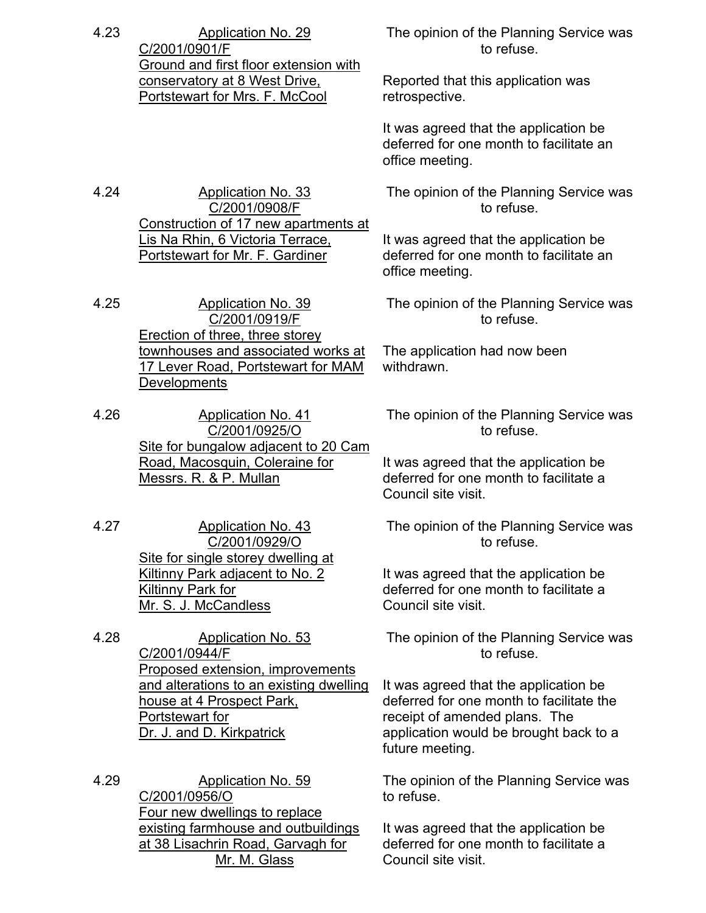4.23 **Application No. 29**
C/2001/0901/F
Ground and first floor extension with conservatory at 8 West Drive, Portstewart for Mrs. F. McCool

The opinion of the Planning Service was to refuse.

Reported that this application was retrospective.

It was agreed that the application be deferred for one month to facilitate an office meeting.

4.24 **Application No. 33**
C/2001/0908/F
Construction of 17 new apartments at Lis Na Rhin, 6 Victoria Terrace, Portstewart for Mr. F. Gardiner

The opinion of the Planning Service was to refuse.

It was agreed that the application be deferred for one month to facilitate an office meeting.

4.25 **Application No. 39**
C/2001/0919/F
Erection of three, three storey townhouses and associated works at 17 Lever Road, Portstewart for MAM Developments

The opinion of the Planning Service was to refuse.

The application had now been withdrawn.

4.26 **Application No. 41**
C/2001/0925/O
Site for bungalow adjacent to 20 Cam Road, Macosquin, Coleraine for Messrs. R. & P. Mullan

The opinion of the Planning Service was to refuse.

It was agreed that the application be deferred for one month to facilitate a Council site visit.

4.27 **Application No. 43**
C/2001/0929/O
Site for single storey dwelling at Kiltinny Park adjacent to No. 2 Kiltinny Park for Mr. S. J. McCandless

The opinion of the Planning Service was to refuse.

It was agreed that the application be deferred for one month to facilitate a Council site visit.

4.28 **Application No. 53**
C/2001/0944/F
Proposed extension, improvements and alterations to an existing dwelling house at 4 Prospect Park, Portstewart for Dr. J. and D. Kirkpatrick

The opinion of the Planning Service was to refuse.

It was agreed that the application be deferred for one month to facilitate the receipt of amended plans. The application would be brought back to a future meeting.

4.29 **Application No. 59**
C/2001/0956/O
Four new dwellings to replace existing farmhouse and outbuildings at 38 Lisachrin Road, Garvagh for Mr. M. Glass

The opinion of the Planning Service was to refuse.

It was agreed that the application be deferred for one month to facilitate a Council site visit.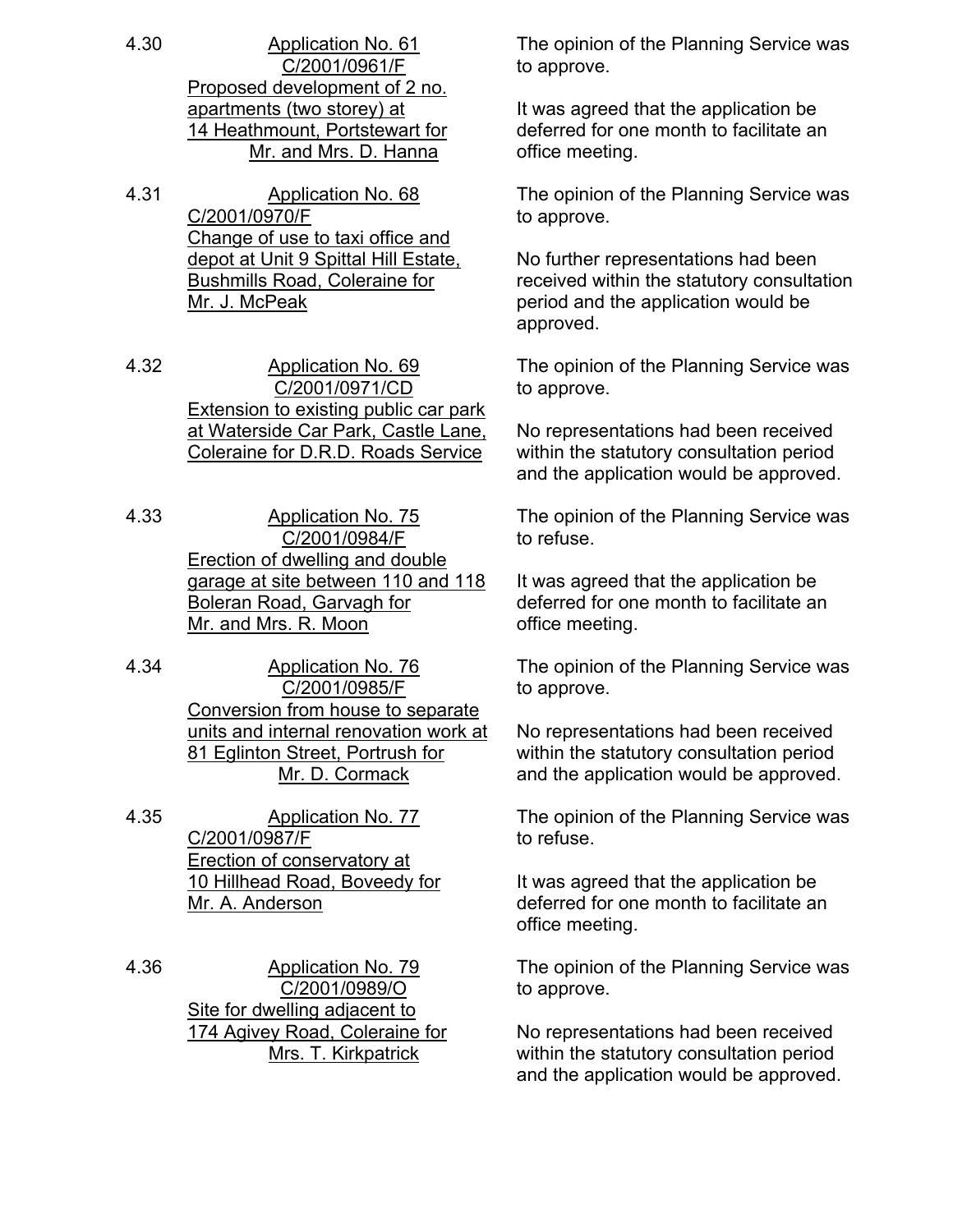4.30 Application No. 61
C/2001/0961/F
Proposed development of 2 no. apartments (two storey) at 14 Heathmount, Portstewart for Mr. and Mrs. D. Hanna

The opinion of the Planning Service was to approve.

It was agreed that the application be deferred for one month to facilitate an office meeting.

4.31 Application No. 68
C/2001/0970/F
Change of use to taxi office and depot at Unit 9 Spittal Hill Estate, Bushmills Road, Coleraine for Mr. J. McPeak

The opinion of the Planning Service was to approve.

No further representations had been received within the statutory consultation period and the application would be approved.

4.32 Application No. 69
C/2001/0971/CD
Extension to existing public car park at Waterside Car Park, Castle Lane, Coleraine for D.R.D. Roads Service

The opinion of the Planning Service was to approve.

No representations had been received within the statutory consultation period and the application would be approved.

4.33 Application No. 75
C/2001/0984/F
Erection of dwelling and double garage at site between 110 and 118 Boleran Road, Garvagh for Mr. and Mrs. R. Moon

The opinion of the Planning Service was to refuse.

It was agreed that the application be deferred for one month to facilitate an office meeting.

4.34 Application No. 76
C/2001/0985/F
Conversion from house to separate units and internal renovation work at 81 Eglinton Street, Portrush for Mr. D. Cormack

The opinion of the Planning Service was to approve.

No representations had been received within the statutory consultation period and the application would be approved.

4.35 Application No. 77
C/2001/0987/F
Erection of conservatory at 10 Hillhead Road, Boveedy for Mr. A. Anderson

The opinion of the Planning Service was to refuse.

It was agreed that the application be deferred for one month to facilitate an office meeting.

4.36 Application No. 79
C/2001/0989/O
Site for dwelling adjacent to 174 Agivey Road, Coleraine for Mrs. T. Kirkpatrick

The opinion of the Planning Service was to approve.

No representations had been received within the statutory consultation period and the application would be approved.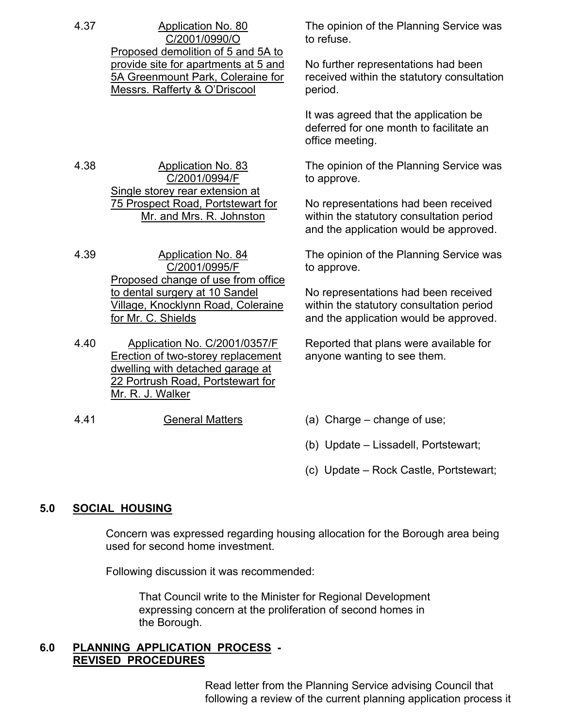| | | |
|---|---|---|
| 4.37 | Application No. 80<br>C/2001/0990/O<br>Proposed demolition of 5 and 5A to provide site for apartments at 5 and 5A Greenmount Park, Coleraine for Messrs. Rafferty & O'Driscool | The opinion of the Planning Service was to refuse.<br><br>No further representations had been received within the statutory consultation period.<br><br>It was agreed that the application be deferred for one month to facilitate an office meeting. |
| 4.38 | Application No. 83<br>C/2001/0994/F<br>Single storey rear extension at 75 Prospect Road, Portstewart for Mr. and Mrs. R. Johnston | The opinion of the Planning Service was to approve.<br><br>No representations had been received within the statutory consultation period and the application would be approved. |
| 4.39 | Application No. 84<br>C/2001/0995/F<br>Proposed change of use from office to dental surgery at 10 Sandel Village, Knocklynn Road, Coleraine for Mr. C. Shields | The opinion of the Planning Service was to approve.<br><br>No representations had been received within the statutory consultation period and the application would be approved. |
| 4.40 | Application No. C/2001/0357/F<br>Erection of two-storey replacement dwelling with detached garage at 22 Portrush Road, Portstewart for Mr. R. J. Walker | Reported that plans were available for anyone wanting to see them. |
| 4.41 | General Matters | (a) Charge – change of use;<br><br>(b) Update – Lissadell, Portstewart;<br><br>(c) Update – Rock Castle, Portstewart; |

## 5.0 SOCIAL HOUSING

Concern was expressed regarding housing allocation for the Borough area being used for second home investment.

Following discussion it was recommended:

> That Council write to the Minister for Regional Development expressing concern at the proliferation of second homes in the Borough.

## 6.0 PLANNING APPLICATION PROCESS - REVISED PROCEDURES

Read letter from the Planning Service advising Council that following a review of the current planning application process it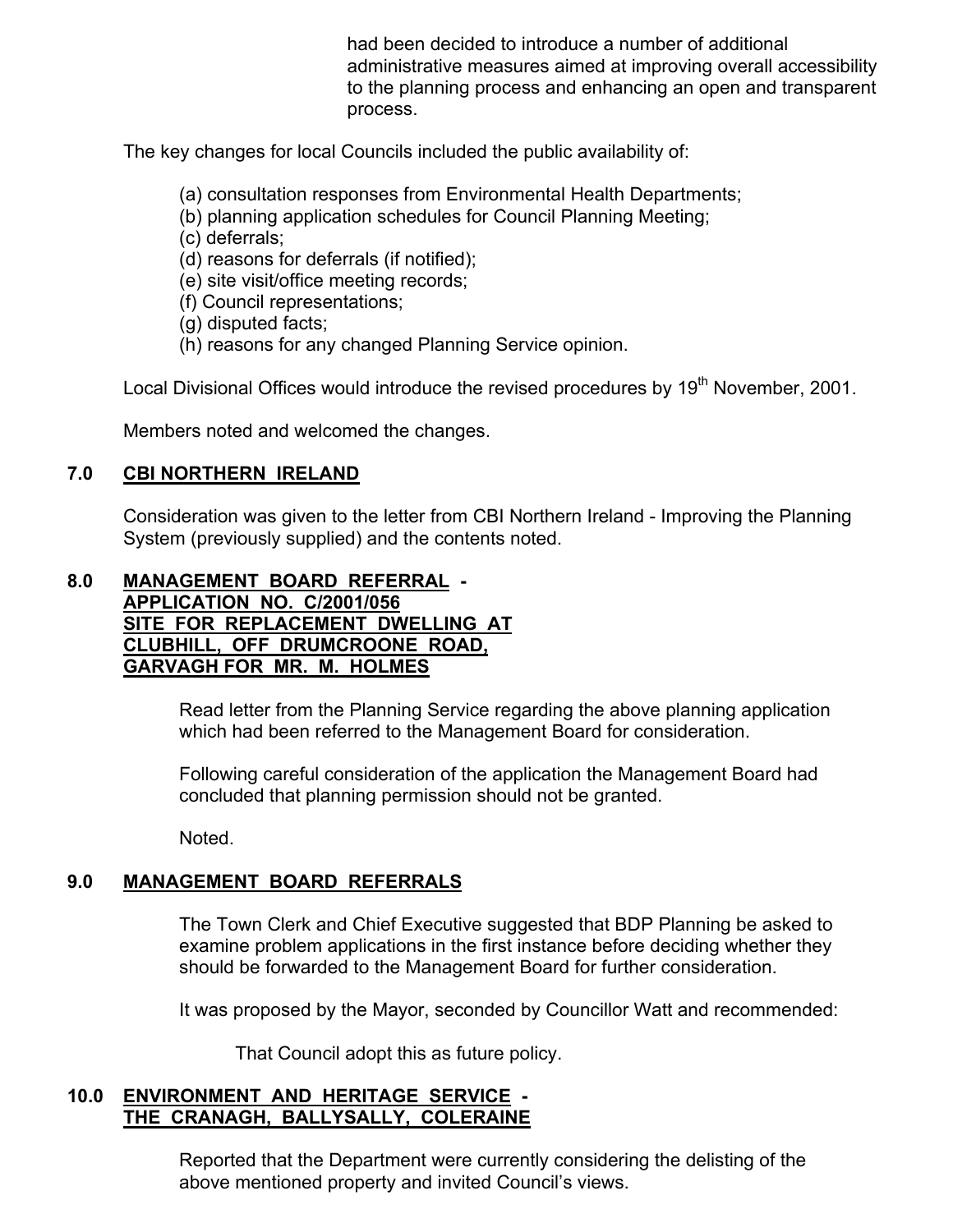had been decided to introduce a number of additional administrative measures aimed at improving overall accessibility to the planning process and enhancing an open and transparent process.

The key changes for local Councils included the public availability of:

(a) consultation responses from Environmental Health Departments;
(b) planning application schedules for Council Planning Meeting;
(c) deferrals;
(d) reasons for deferrals (if notified);
(e) site visit/office meeting records;
(f) Council representations;
(g) disputed facts;
(h) reasons for any changed Planning Service opinion.

Local Divisional Offices would introduce the revised procedures by 19th November, 2001.

Members noted and welcomed the changes.

## 7.0 CBI NORTHERN IRELAND

Consideration was given to the letter from CBI Northern Ireland - Improving the Planning System (previously supplied) and the contents noted.

## 8.0 MANAGEMENT BOARD REFERRAL - APPLICATION NO. C/2001/056 SITE FOR REPLACEMENT DWELLING AT CLUBHILL, OFF DRUMCROONE ROAD, GARVAGH FOR MR. M. HOLMES

Read letter from the Planning Service regarding the above planning application which had been referred to the Management Board for consideration.

Following careful consideration of the application the Management Board had concluded that planning permission should not be granted.

Noted.

## 9.0 MANAGEMENT BOARD REFERRALS

The Town Clerk and Chief Executive suggested that BDP Planning be asked to examine problem applications in the first instance before deciding whether they should be forwarded to the Management Board for further consideration.

It was proposed by the Mayor, seconded by Councillor Watt and recommended:

That Council adopt this as future policy.

## 10.0 ENVIRONMENT AND HERITAGE SERVICE - THE CRANAGH, BALLYSALLY, COLERAINE

Reported that the Department were currently considering the delisting of the above mentioned property and invited Council's views.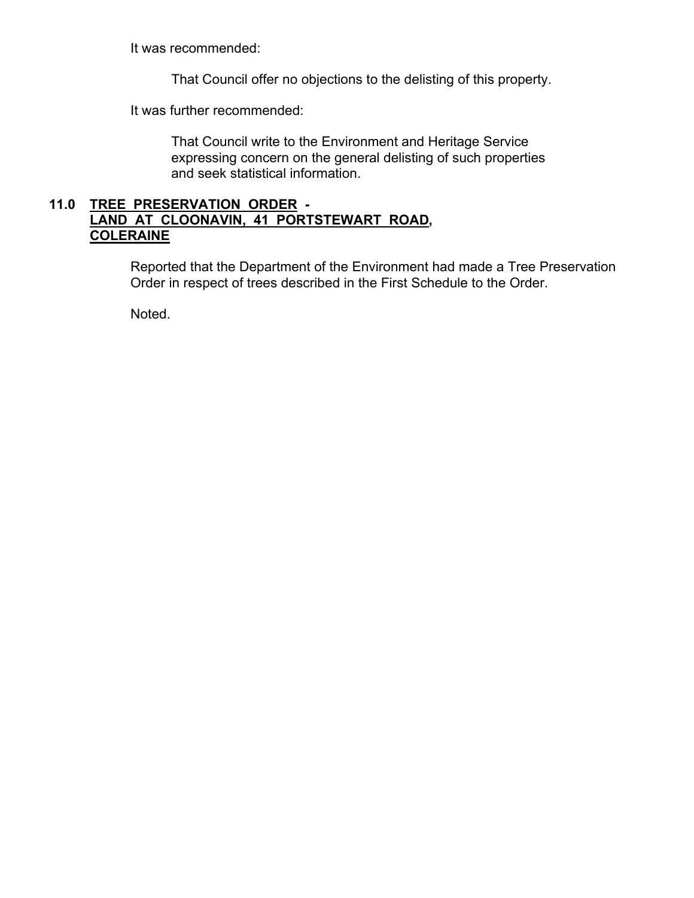It was recommended:

> That Council offer no objections to the delisting of this property.

It was further recommended:

> That Council write to the Environment and Heritage Service expressing concern on the general delisting of such properties and seek statistical information.

## 11.0 TREE PRESERVATION ORDER - LAND AT CLOONAVIN, 41 PORTSTEWART ROAD, COLERAINE

Reported that the Department of the Environment had made a Tree Preservation Order in respect of trees described in the First Schedule to the Order.

Noted.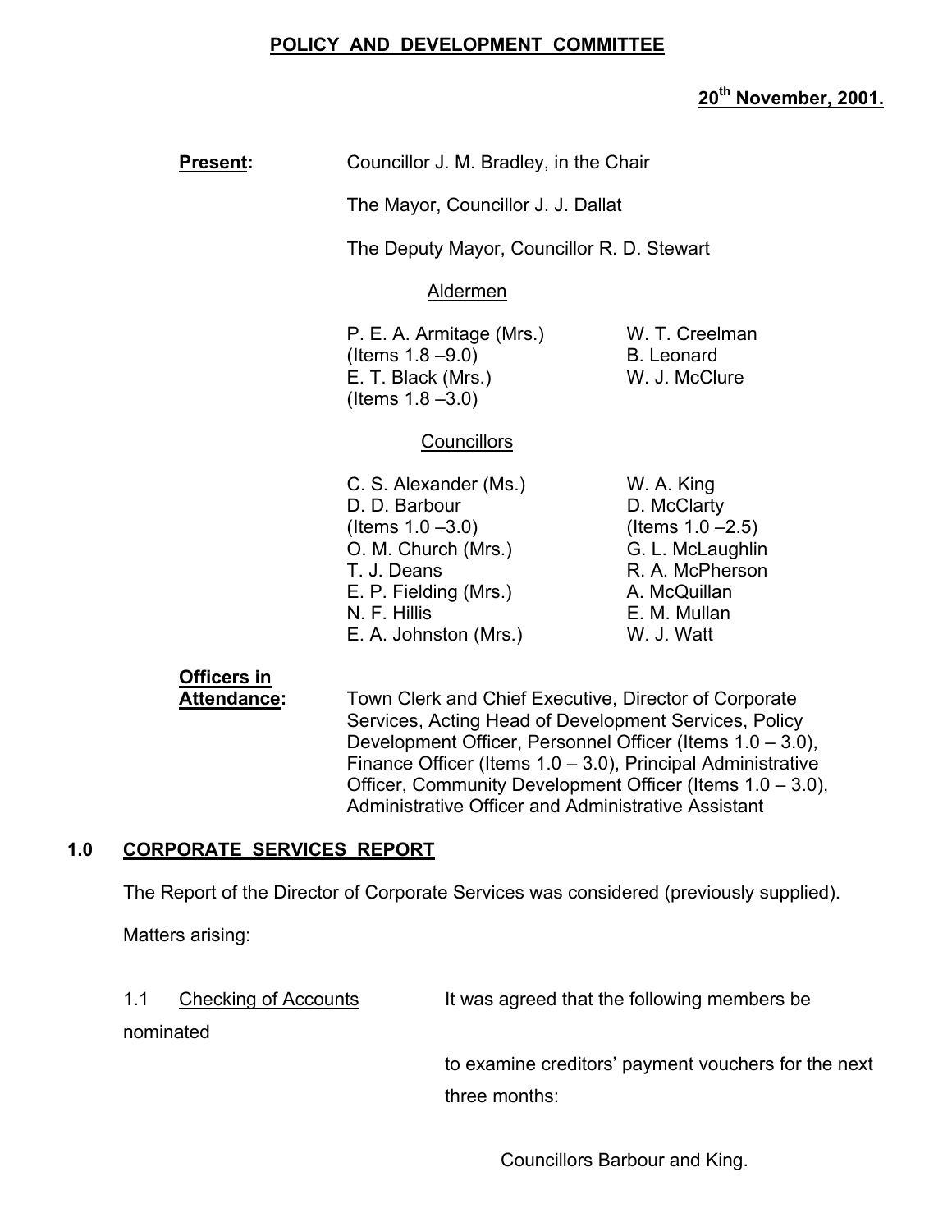## POLICY AND DEVELOPMENT COMMITTEE

**20th November, 2001.**

**Present:** Councillor J. M. Bradley, in the Chair

The Mayor, Councillor J. J. Dallat

The Deputy Mayor, Councillor R. D. Stewart

Aldermen

P. E. A. Armitage (Mrs.) (Items 1.8 –9.0)
E. T. Black (Mrs.) (Items 1.8 –3.0)
W. T. Creelman
B. Leonard
W. J. McClure

Councillors

C. S. Alexander (Ms.)
D. D. Barbour (Items 1.0 –3.0)
O. M. Church (Mrs.)
T. J. Deans
E. P. Fielding (Mrs.)
N. F. Hillis
E. A. Johnston (Mrs.)
W. A. King
D. McClarty (Items 1.0 –2.5)
G. L. McLaughlin
R. A. McPherson
A. McQuillan
E. M. Mullan
W. J. Watt

**Officers in Attendance:** Town Clerk and Chief Executive, Director of Corporate Services, Acting Head of Development Services, Policy Development Officer, Personnel Officer (Items 1.0 – 3.0), Finance Officer (Items 1.0 – 3.0), Principal Administrative Officer, Community Development Officer (Items 1.0 – 3.0), Administrative Officer and Administrative Assistant

## 1.0 CORPORATE SERVICES REPORT

The Report of the Director of Corporate Services was considered (previously supplied).

Matters arising:

1.1 Checking of Accounts — It was agreed that the following members be nominated to examine creditors' payment vouchers for the next three months:

Councillors Barbour and King.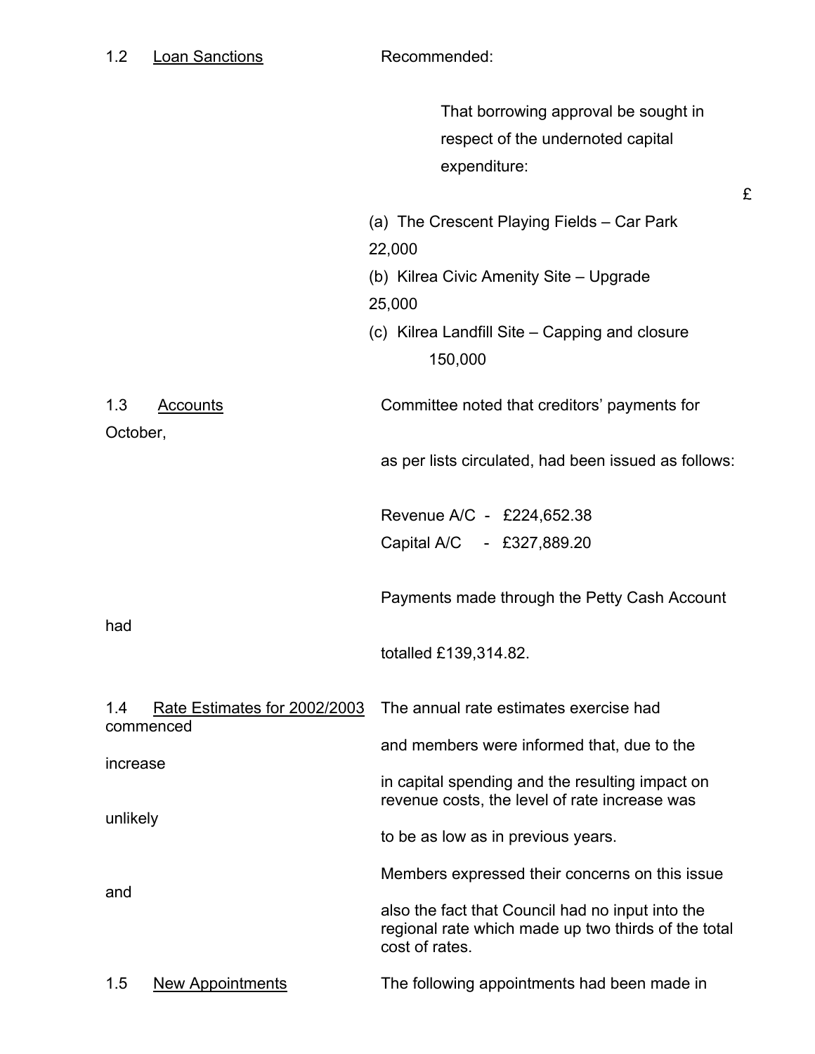1.2 Loan Sanctions

Recommended:

That borrowing approval be sought in respect of the undernoted capital expenditure:

| | £ |
|---|---|
| (a) The Crescent Playing Fields – Car Park | 22,000 |
| (b) Kilrea Civic Amenity Site – Upgrade | 25,000 |
| (c) Kilrea Landfill Site – Capping and closure | 150,000 |

1.3 Accounts

Committee noted that creditors' payments for October, as per lists circulated, had been issued as follows:

Revenue A/C - £224,652.38
Capital A/C - £327,889.20

Payments made through the Petty Cash Account had totalled £139,314.82.

1.4 Rate Estimates for 2002/2003

The annual rate estimates exercise had commenced and members were informed that, due to the increase in capital spending and the resulting impact on revenue costs, the level of rate increase was unlikely to be as low as in previous years.

Members expressed their concerns on this issue and also the fact that Council had no input into the regional rate which made up two thirds of the total cost of rates.

1.5 New Appointments

The following appointments had been made in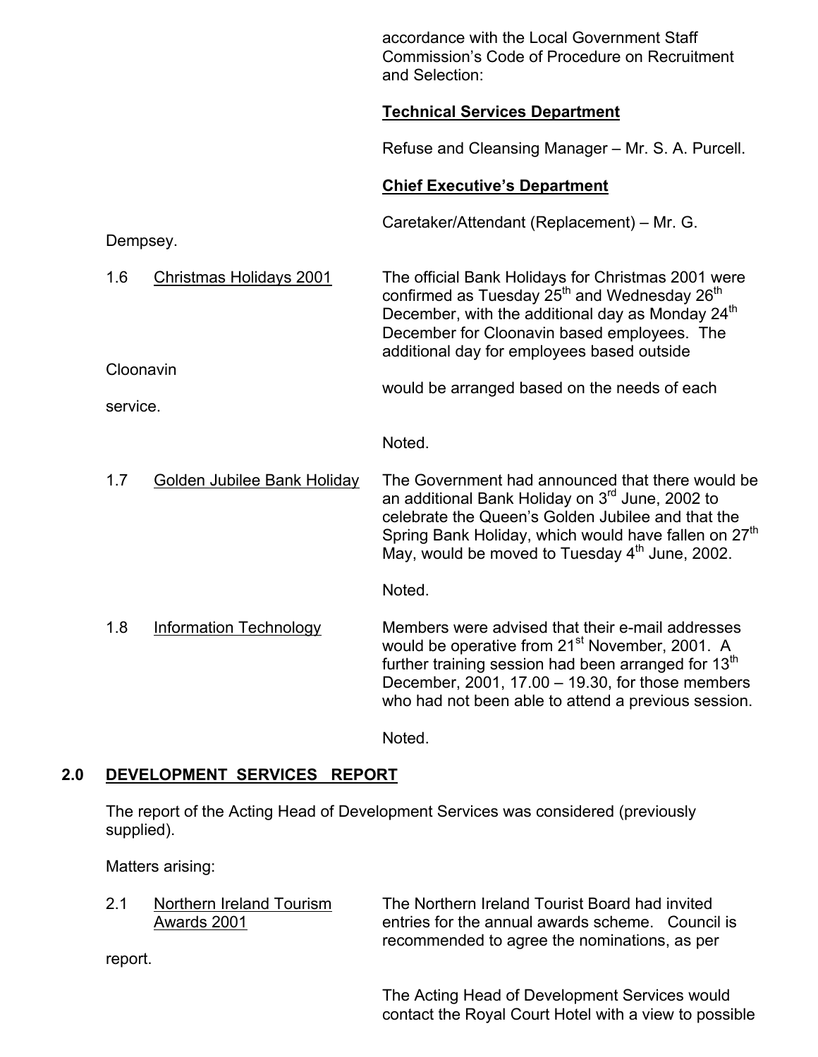accordance with the Local Government Staff Commission's Code of Procedure on Recruitment and Selection:

**Technical Services Department**

Refuse and Cleansing Manager – Mr. S. A. Purcell.

**Chief Executive's Department**

Caretaker/Attendant (Replacement) – Mr. G. Dempsey.

1.6 Christmas Holidays 2001

The official Bank Holidays for Christmas 2001 were confirmed as Tuesday 25th and Wednesday 26th December, with the additional day as Monday 24th December for Cloonavin based employees. The additional day for employees based outside Cloonavin would be arranged based on the needs of each service.

Noted.

1.7 Golden Jubilee Bank Holiday

The Government had announced that there would be an additional Bank Holiday on 3rd June, 2002 to celebrate the Queen's Golden Jubilee and that the Spring Bank Holiday, which would have fallen on 27th May, would be moved to Tuesday 4th June, 2002.

Noted.

1.8 Information Technology

Members were advised that their e-mail addresses would be operative from 21st November, 2001. A further training session had been arranged for 13th December, 2001, 17.00 – 19.30, for those members who had not been able to attend a previous session.

Noted.

## 2.0 DEVELOPMENT SERVICES REPORT

The report of the Acting Head of Development Services was considered (previously supplied).

Matters arising:

2.1 Northern Ireland Tourism Awards 2001

The Northern Ireland Tourist Board had invited entries for the annual awards scheme. Council is recommended to agree the nominations, as per report.

The Acting Head of Development Services would contact the Royal Court Hotel with a view to possible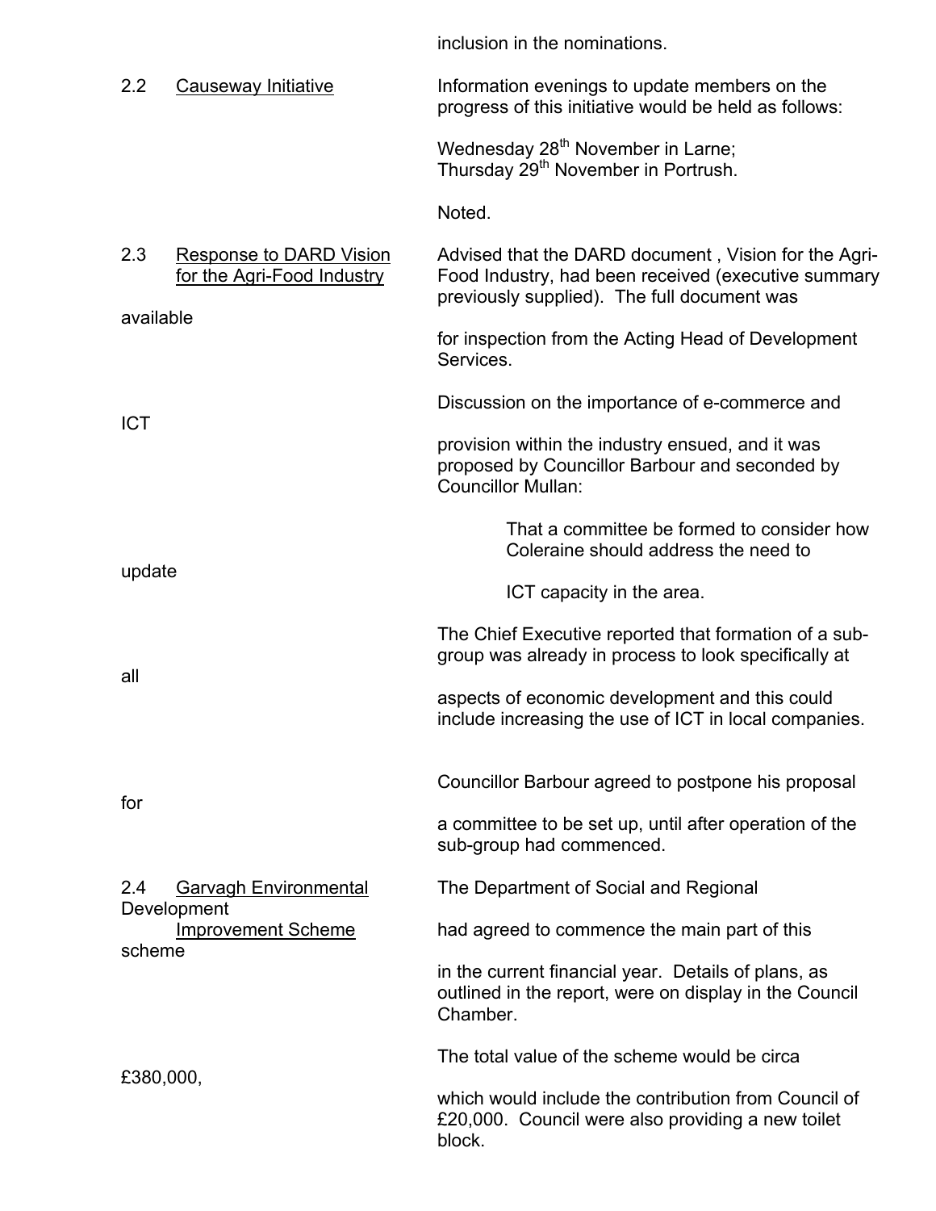inclusion in the nominations.

2.2 Causeway Initiative

Information evenings to update members on the progress of this initiative would be held as follows:

Wednesday 28th November in Larne;
Thursday 29th November in Portrush.

Noted.

2.3 Response to DARD Vision for the Agri-Food Industry

Advised that the DARD document , Vision for the Agri-Food Industry, had been received (executive summary previously supplied). The full document was available for inspection from the Acting Head of Development Services.

Discussion on the importance of e-commerce and ICT provision within the industry ensued, and it was proposed by Councillor Barbour and seconded by Councillor Mullan:

> That a committee be formed to consider how Coleraine should address the need to update ICT capacity in the area.

The Chief Executive reported that formation of a sub-group was already in process to look specifically at all aspects of economic development and this could include increasing the use of ICT in local companies.

Councillor Barbour agreed to postpone his proposal for a committee to be set up, until after operation of the sub-group had commenced.

2.4 Garvagh Environmental Improvement Scheme

The Department of Social and Regional Development had agreed to commence the main part of this scheme in the current financial year. Details of plans, as outlined in the report, were on display in the Council Chamber.

The total value of the scheme would be circa £380,000, which would include the contribution from Council of £20,000. Council were also providing a new toilet block.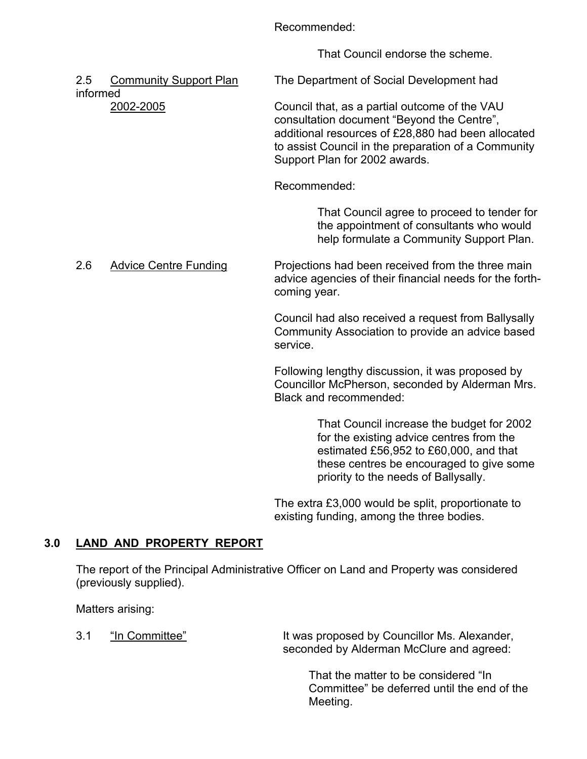Recommended:

> That Council endorse the scheme.

2.5 Community Support Plan 2002-2005

The Department of Social Development had informed Council that, as a partial outcome of the VAU consultation document "Beyond the Centre", additional resources of £28,880 had been allocated to assist Council in the preparation of a Community Support Plan for 2002 awards.

Recommended:

> That Council agree to proceed to tender for the appointment of consultants who would help formulate a Community Support Plan.

2.6 Advice Centre Funding

Projections had been received from the three main advice agencies of their financial needs for the forth-coming year.

Council had also received a request from Ballysally Community Association to provide an advice based service.

Following lengthy discussion, it was proposed by Councillor McPherson, seconded by Alderman Mrs. Black and recommended:

> That Council increase the budget for 2002 for the existing advice centres from the estimated £56,952 to £60,000, and that these centres be encouraged to give some priority to the needs of Ballysally.

The extra £3,000 would be split, proportionate to existing funding, among the three bodies.

## 3.0 LAND AND PROPERTY REPORT

The report of the Principal Administrative Officer on Land and Property was considered (previously supplied).

Matters arising:

3.1 "In Committee"

It was proposed by Councillor Ms. Alexander, seconded by Alderman McClure and agreed:

> That the matter to be considered "In Committee" be deferred until the end of the Meeting.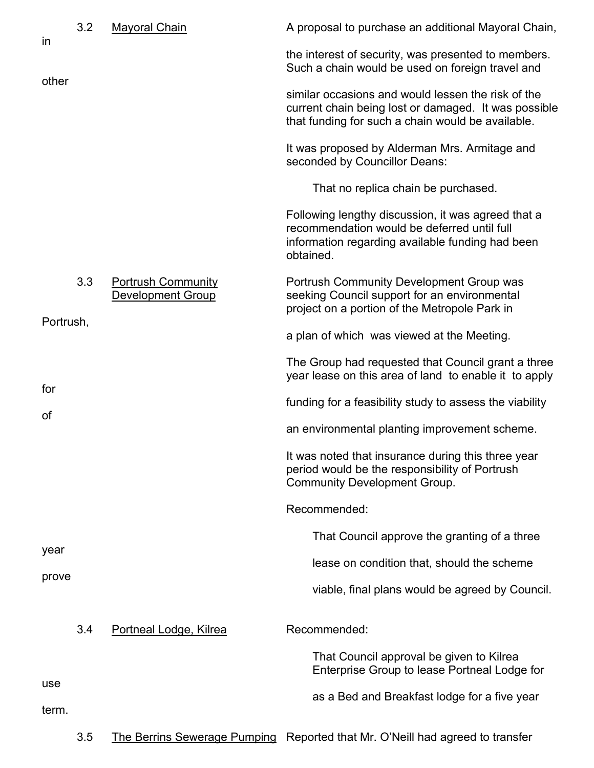3.2 Mayoral Chain

A proposal to purchase an additional Mayoral Chain, in the interest of security, was presented to members. Such a chain would be used on foreign travel and other similar occasions and would lessen the risk of the current chain being lost or damaged. It was possible that funding for such a chain would be available.

It was proposed by Alderman Mrs. Armitage and seconded by Councillor Deans:

> That no replica chain be purchased.

Following lengthy discussion, it was agreed that a recommendation would be deferred until full information regarding available funding had been obtained.

3.3 Portrush Community Development Group

Portrush Community Development Group was seeking Council support for an environmental project on a portion of the Metropole Park in Portrush, a plan of which was viewed at the Meeting.

The Group had requested that Council grant a three year lease on this area of land to enable it to apply for funding for a feasibility study to assess the viability of an environmental planting improvement scheme.

It was noted that insurance during this three year period would be the responsibility of Portrush Community Development Group.

Recommended:

> That Council approve the granting of a three year lease on condition that, should the scheme prove viable, final plans would be agreed by Council.

3.4 Portneal Lodge, Kilrea

Recommended:

> That Council approval be given to Kilrea Enterprise Group to lease Portneal Lodge for use as a Bed and Breakfast lodge for a five year term.

3.5 The Berrins Sewerage Pumping

Reported that Mr. O'Neill had agreed to transfer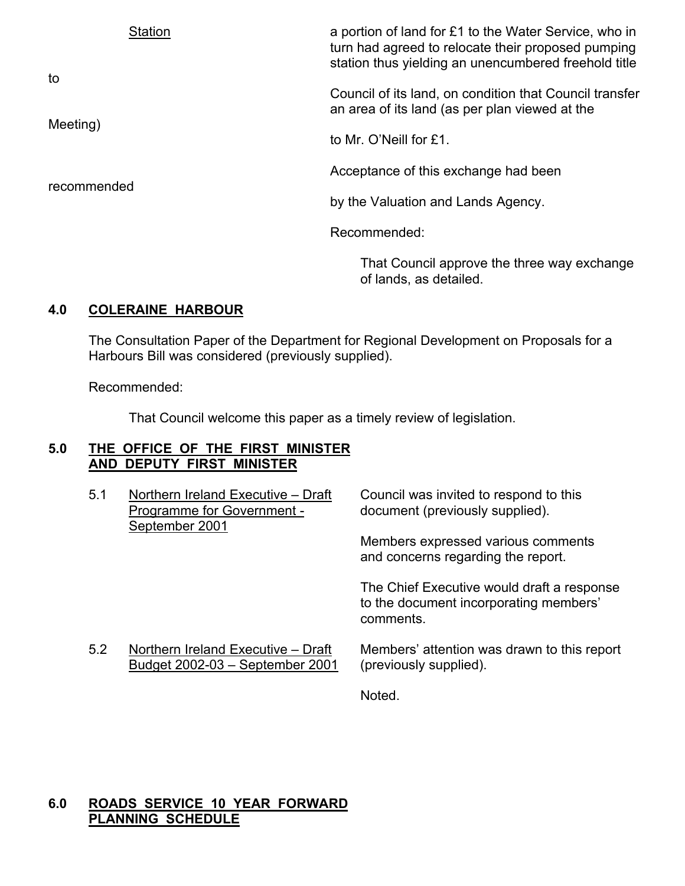Station

to

Meeting)

recommended

a portion of land for £1 to the Water Service, who in turn had agreed to relocate their proposed pumping station thus yielding an unencumbered freehold title

Council of its land, on condition that Council transfer an area of its land (as per plan viewed at the

to Mr. O'Neill for £1.

Acceptance of this exchange had been

by the Valuation and Lands Agency.

Recommended:

> That Council approve the three way exchange of lands, as detailed.

## 4.0 COLERAINE HARBOUR

The Consultation Paper of the Department for Regional Development on Proposals for a Harbours Bill was considered (previously supplied).

Recommended:

> That Council welcome this paper as a timely review of legislation.

## 5.0 THE OFFICE OF THE FIRST MINISTER AND DEPUTY FIRST MINISTER

5.1 Northern Ireland Executive – Draft Programme for Government - September 2001

Council was invited to respond to this document (previously supplied).

Members expressed various comments and concerns regarding the report.

The Chief Executive would draft a response to the document incorporating members' comments.

5.2 Northern Ireland Executive – Draft Budget 2002-03 – September 2001

Members' attention was drawn to this report (previously supplied).

Noted.

## 6.0 ROADS SERVICE 10 YEAR FORWARD PLANNING SCHEDULE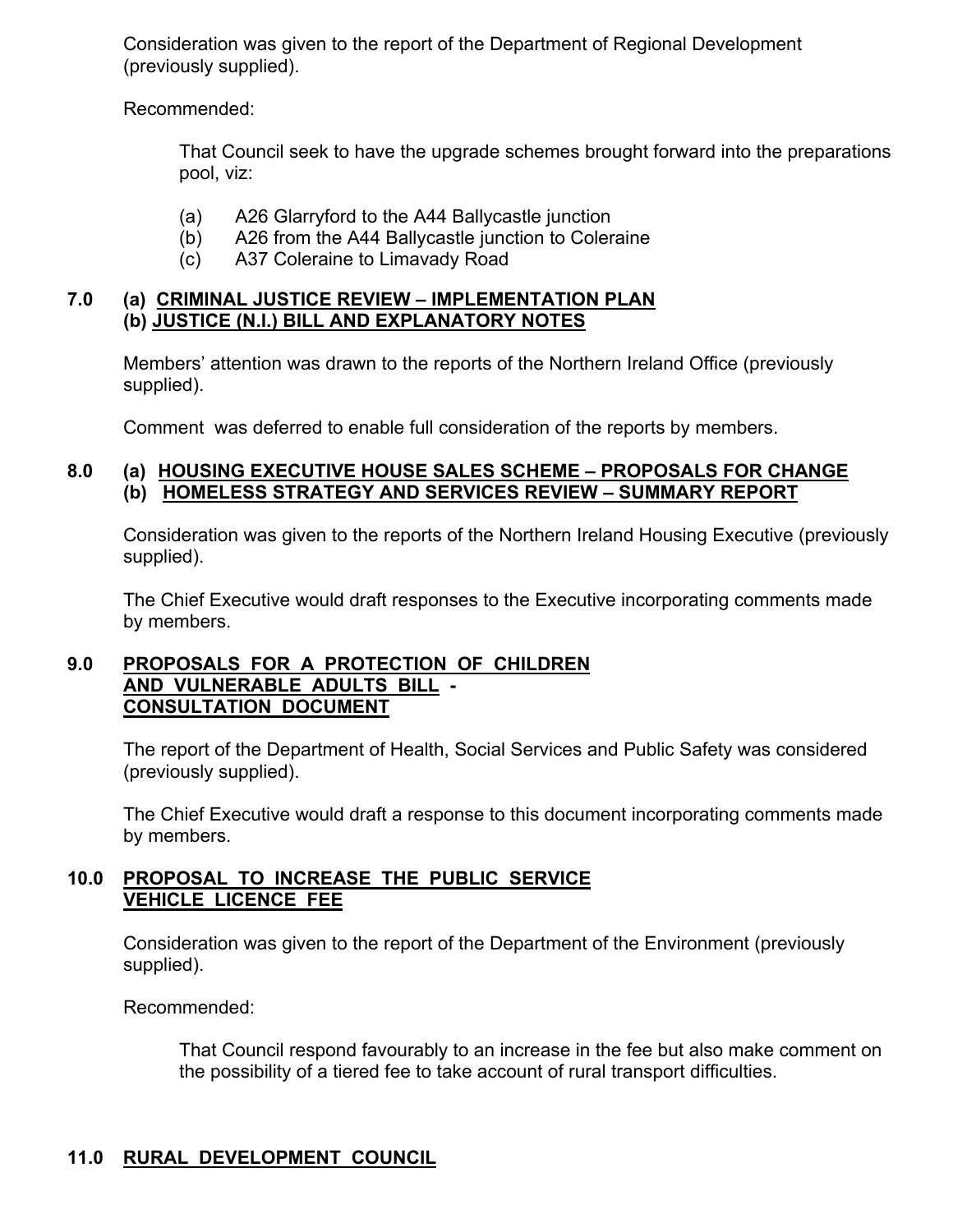Consideration was given to the report of the Department of Regional Development (previously supplied).

Recommended:

> That Council seek to have the upgrade schemes brought forward into the preparations pool, viz:
>
> (a) A26 Glarryford to the A44 Ballycastle junction
> (b) A26 from the A44 Ballycastle junction to Coleraine
> (c) A37 Coleraine to Limavady Road

## 7.0 (a) CRIMINAL JUSTICE REVIEW – IMPLEMENTATION PLAN (b) JUSTICE (N.I.) BILL AND EXPLANATORY NOTES

Members' attention was drawn to the reports of the Northern Ireland Office (previously supplied).

Comment was deferred to enable full consideration of the reports by members.

## 8.0 (a) HOUSING EXECUTIVE HOUSE SALES SCHEME – PROPOSALS FOR CHANGE (b) HOMELESS STRATEGY AND SERVICES REVIEW – SUMMARY REPORT

Consideration was given to the reports of the Northern Ireland Housing Executive (previously supplied).

The Chief Executive would draft responses to the Executive incorporating comments made by members.

## 9.0 PROPOSALS FOR A PROTECTION OF CHILDREN AND VULNERABLE ADULTS BILL - CONSULTATION DOCUMENT

The report of the Department of Health, Social Services and Public Safety was considered (previously supplied).

The Chief Executive would draft a response to this document incorporating comments made by members.

## 10.0 PROPOSAL TO INCREASE THE PUBLIC SERVICE VEHICLE LICENCE FEE

Consideration was given to the report of the Department of the Environment (previously supplied).

Recommended:

> That Council respond favourably to an increase in the fee but also make comment on the possibility of a tiered fee to take account of rural transport difficulties.

## 11.0 RURAL DEVELOPMENT COUNCIL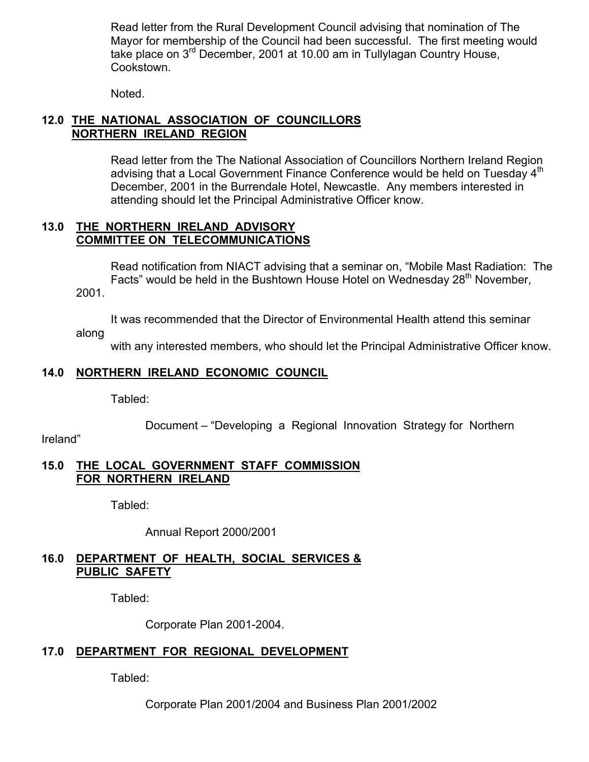Read letter from the Rural Development Council advising that nomination of The Mayor for membership of the Council had been successful. The first meeting would take place on 3rd December, 2001 at 10.00 am in Tullylagan Country House, Cookstown.

Noted.

## 12.0 THE NATIONAL ASSOCIATION OF COUNCILLORS NORTHERN IRELAND REGION

Read letter from the The National Association of Councillors Northern Ireland Region advising that a Local Government Finance Conference would be held on Tuesday 4th December, 2001 in the Burrendale Hotel, Newcastle. Any members interested in attending should let the Principal Administrative Officer know.

## 13.0 THE NORTHERN IRELAND ADVISORY COMMITTEE ON TELECOMMUNICATIONS

Read notification from NIACT advising that a seminar on, "Mobile Mast Radiation: The Facts" would be held in the Bushtown House Hotel on Wednesday 28th November, 2001.

It was recommended that the Director of Environmental Health attend this seminar along with any interested members, who should let the Principal Administrative Officer know.

## 14.0 NORTHERN IRELAND ECONOMIC COUNCIL

Tabled:

Document – "Developing a Regional Innovation Strategy for Northern Ireland"

## 15.0 THE LOCAL GOVERNMENT STAFF COMMISSION FOR NORTHERN IRELAND

Tabled:

Annual Report 2000/2001

## 16.0 DEPARTMENT OF HEALTH, SOCIAL SERVICES & PUBLIC SAFETY

Tabled:

Corporate Plan 2001-2004.

## 17.0 DEPARTMENT FOR REGIONAL DEVELOPMENT

Tabled:

Corporate Plan 2001/2004 and Business Plan 2001/2002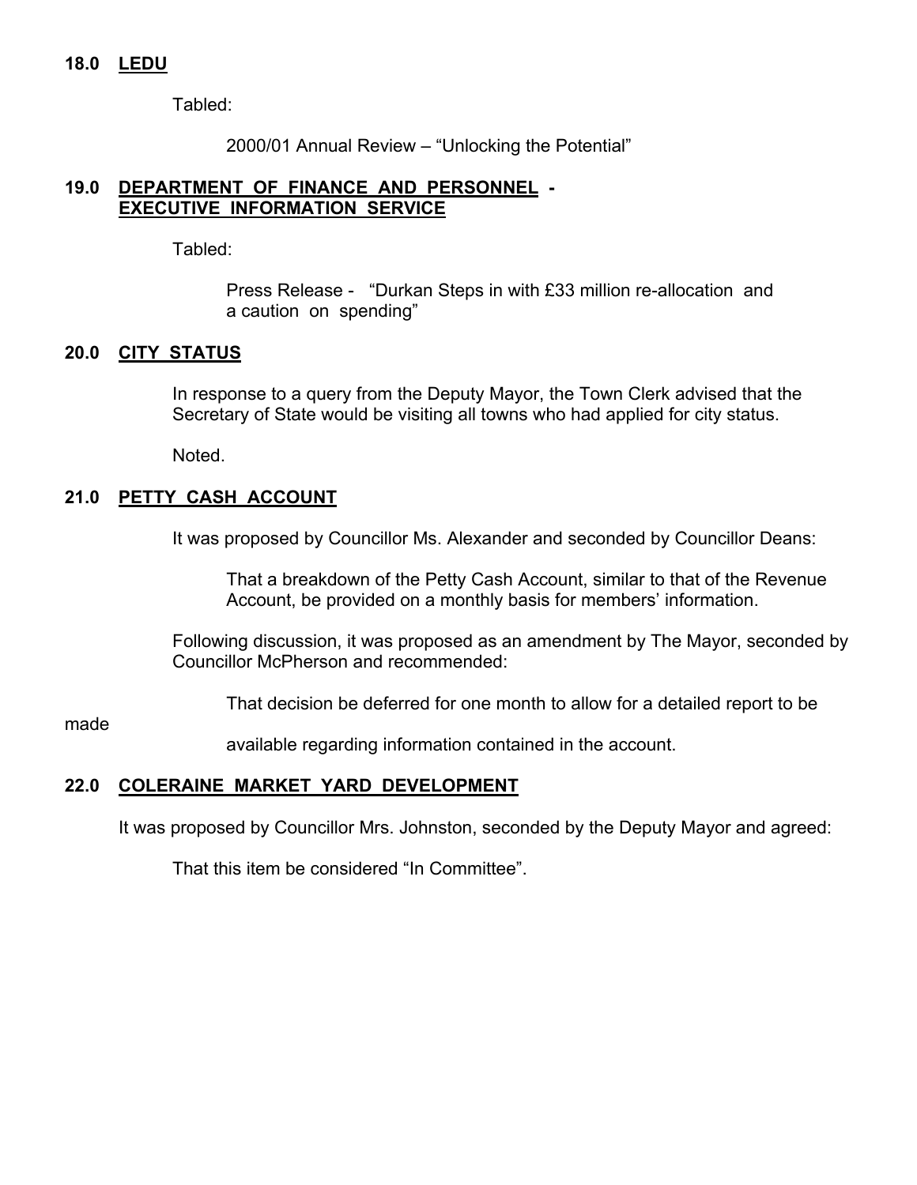## 18.0 LEDU

Tabled:

2000/01 Annual Review – "Unlocking the Potential"

## 19.0 DEPARTMENT OF FINANCE AND PERSONNEL - EXECUTIVE INFORMATION SERVICE

Tabled:

Press Release - "Durkan Steps in with £33 million re-allocation and a caution on spending"

## 20.0 CITY STATUS

In response to a query from the Deputy Mayor, the Town Clerk advised that the Secretary of State would be visiting all towns who had applied for city status.

Noted.

## 21.0 PETTY CASH ACCOUNT

It was proposed by Councillor Ms. Alexander and seconded by Councillor Deans:

> That a breakdown of the Petty Cash Account, similar to that of the Revenue Account, be provided on a monthly basis for members' information.

Following discussion, it was proposed as an amendment by The Mayor, seconded by Councillor McPherson and recommended:

> That decision be deferred for one month to allow for a detailed report to be made available regarding information contained in the account.

## 22.0 COLERAINE MARKET YARD DEVELOPMENT

It was proposed by Councillor Mrs. Johnston, seconded by the Deputy Mayor and agreed:

> That this item be considered "In Committee".